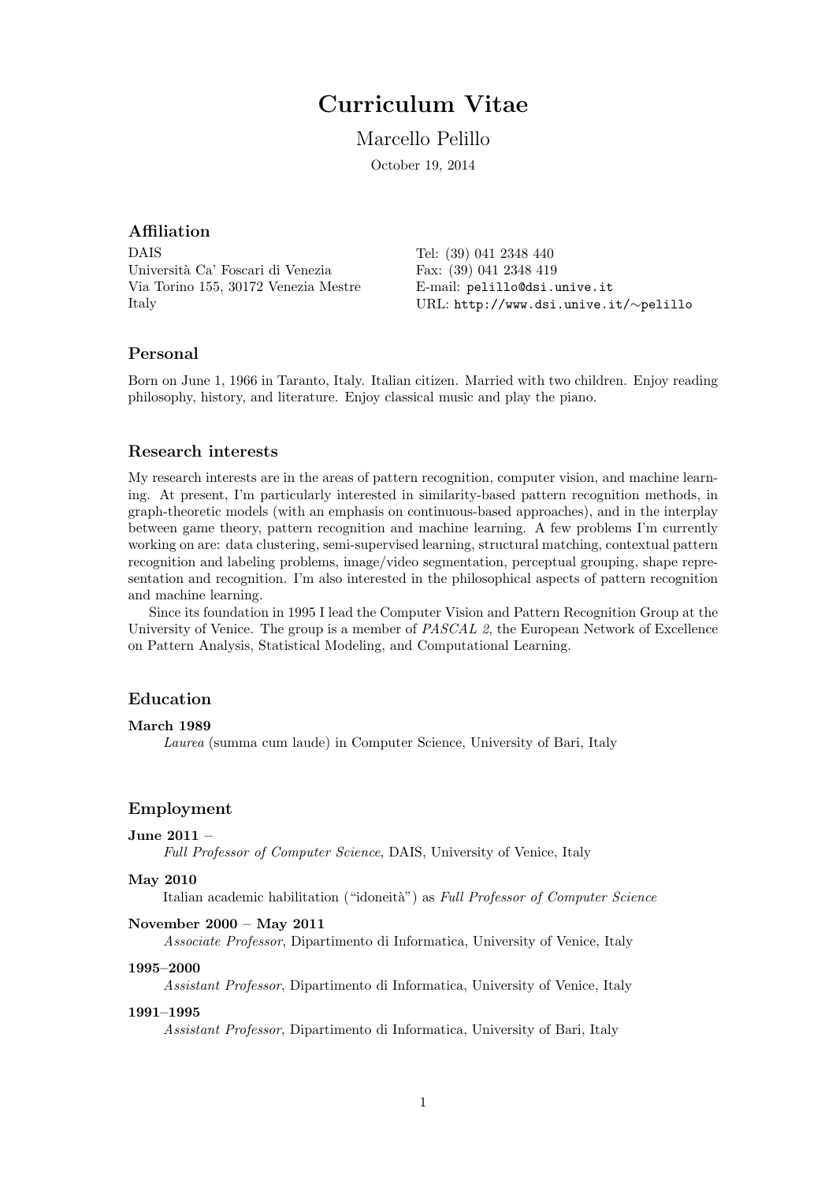# Curriculum Vitae

Marcello Pelillo

October 19, 2014

## Affiliation

DAIS
Università Ca' Foscari di Venezia
Via Torino 155, 30172 Venezia Mestre
Italy

Tel: (39) 041 2348 440
Fax: (39) 041 2348 419
E-mail: `pelillo@dsi.unive.it`
URL: `http://www.dsi.unive.it/∼pelillo`

## Personal

Born on June 1, 1966 in Taranto, Italy. Italian citizen. Married with two children. Enjoy reading philosophy, history, and literature. Enjoy classical music and play the piano.

## Research interests

My research interests are in the areas of pattern recognition, computer vision, and machine learning. At present, I'm particularly interested in similarity-based pattern recognition methods, in graph-theoretic models (with an emphasis on continuous-based approaches), and in the interplay between game theory, pattern recognition and machine learning. A few problems I'm currently working on are: data clustering, semi-supervised learning, structural matching, contextual pattern recognition and labeling problems, image/video segmentation, perceptual grouping, shape representation and recognition. I'm also interested in the philosophical aspects of pattern recognition and machine learning.

Since its foundation in 1995 I lead the Computer Vision and Pattern Recognition Group at the University of Venice. The group is a member of *PASCAL 2*, the European Network of Excellence on Pattern Analysis, Statistical Modeling, and Computational Learning.

## Education

**March 1989**
*Laurea* (summa cum laude) in Computer Science, University of Bari, Italy

## Employment

**June 2011 –**
*Full Professor of Computer Science*, DAIS, University of Venice, Italy

**May 2010**
Italian academic habilitation ("idoneità") as *Full Professor of Computer Science*

**November 2000 – May 2011**
*Associate Professor*, Dipartimento di Informatica, University of Venice, Italy

**1995–2000**
*Assistant Professor*, Dipartimento di Informatica, University of Venice, Italy

**1991–1995**
*Assistant Professor*, Dipartimento di Informatica, University of Bari, Italy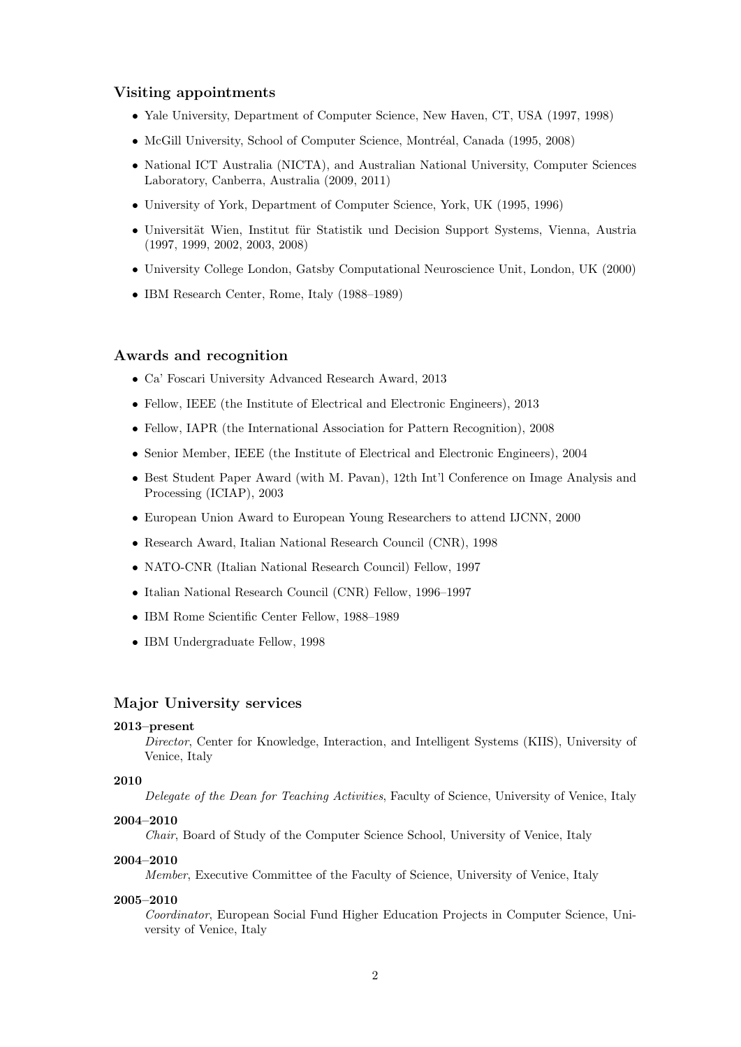### Visiting appointments

- Yale University, Department of Computer Science, New Haven, CT, USA (1997, 1998)
- McGill University, School of Computer Science, Montréal, Canada (1995, 2008)
- National ICT Australia (NICTA), and Australian National University, Computer Sciences Laboratory, Canberra, Australia (2009, 2011)
- University of York, Department of Computer Science, York, UK (1995, 1996)
- Universität Wien, Institut für Statistik und Decision Support Systems, Vienna, Austria (1997, 1999, 2002, 2003, 2008)
- University College London, Gatsby Computational Neuroscience Unit, London, UK (2000)
- IBM Research Center, Rome, Italy (1988–1989)

### Awards and recognition

- Ca' Foscari University Advanced Research Award, 2013
- Fellow, IEEE (the Institute of Electrical and Electronic Engineers), 2013
- Fellow, IAPR (the International Association for Pattern Recognition), 2008
- Senior Member, IEEE (the Institute of Electrical and Electronic Engineers), 2004
- Best Student Paper Award (with M. Pavan), 12th Int'l Conference on Image Analysis and Processing (ICIAP), 2003
- European Union Award to European Young Researchers to attend IJCNN, 2000
- Research Award, Italian National Research Council (CNR), 1998
- NATO-CNR (Italian National Research Council) Fellow, 1997
- Italian National Research Council (CNR) Fellow, 1996–1997
- IBM Rome Scientific Center Fellow, 1988–1989
- IBM Undergraduate Fellow, 1998

### Major University services

**2013–present**
: *Director*, Center for Knowledge, Interaction, and Intelligent Systems (KIIS), University of Venice, Italy

**2010**
: *Delegate of the Dean for Teaching Activities*, Faculty of Science, University of Venice, Italy

**2004–2010**
: *Chair*, Board of Study of the Computer Science School, University of Venice, Italy

**2004–2010**
: *Member*, Executive Committee of the Faculty of Science, University of Venice, Italy

**2005–2010**
: *Coordinator*, European Social Fund Higher Education Projects in Computer Science, University of Venice, Italy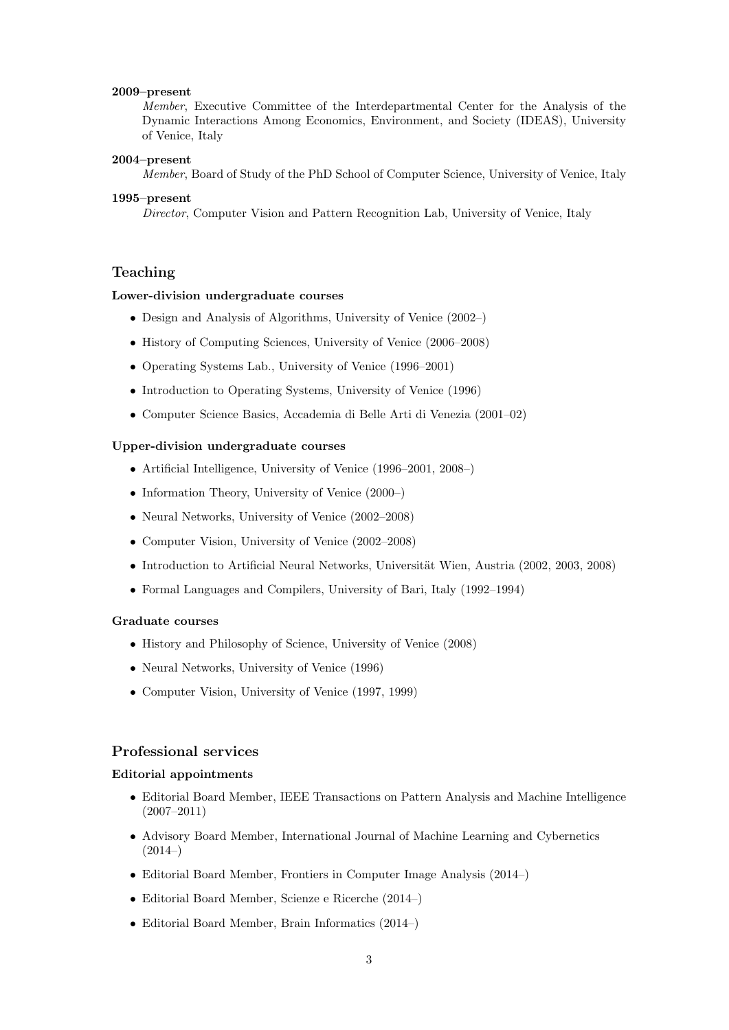**2009–present**
*Member*, Executive Committee of the Interdepartmental Center for the Analysis of the Dynamic Interactions Among Economics, Environment, and Society (IDEAS), University of Venice, Italy

**2004–present**
*Member*, Board of Study of the PhD School of Computer Science, University of Venice, Italy

**1995–present**
*Director*, Computer Vision and Pattern Recognition Lab, University of Venice, Italy

## Teaching

### Lower-division undergraduate courses

- Design and Analysis of Algorithms, University of Venice (2002–)
- History of Computing Sciences, University of Venice (2006–2008)
- Operating Systems Lab., University of Venice (1996–2001)
- Introduction to Operating Systems, University of Venice (1996)
- Computer Science Basics, Accademia di Belle Arti di Venezia (2001–02)

### Upper-division undergraduate courses

- Artificial Intelligence, University of Venice (1996–2001, 2008–)
- Information Theory, University of Venice (2000–)
- Neural Networks, University of Venice (2002–2008)
- Computer Vision, University of Venice (2002–2008)
- Introduction to Artificial Neural Networks, Universität Wien, Austria (2002, 2003, 2008)
- Formal Languages and Compilers, University of Bari, Italy (1992–1994)

### Graduate courses

- History and Philosophy of Science, University of Venice (2008)
- Neural Networks, University of Venice (1996)
- Computer Vision, University of Venice (1997, 1999)

## Professional services

### Editorial appointments

- Editorial Board Member, IEEE Transactions on Pattern Analysis and Machine Intelligence (2007–2011)
- Advisory Board Member, International Journal of Machine Learning and Cybernetics (2014–)
- Editorial Board Member, Frontiers in Computer Image Analysis (2014–)
- Editorial Board Member, Scienze e Ricerche (2014–)
- Editorial Board Member, Brain Informatics (2014–)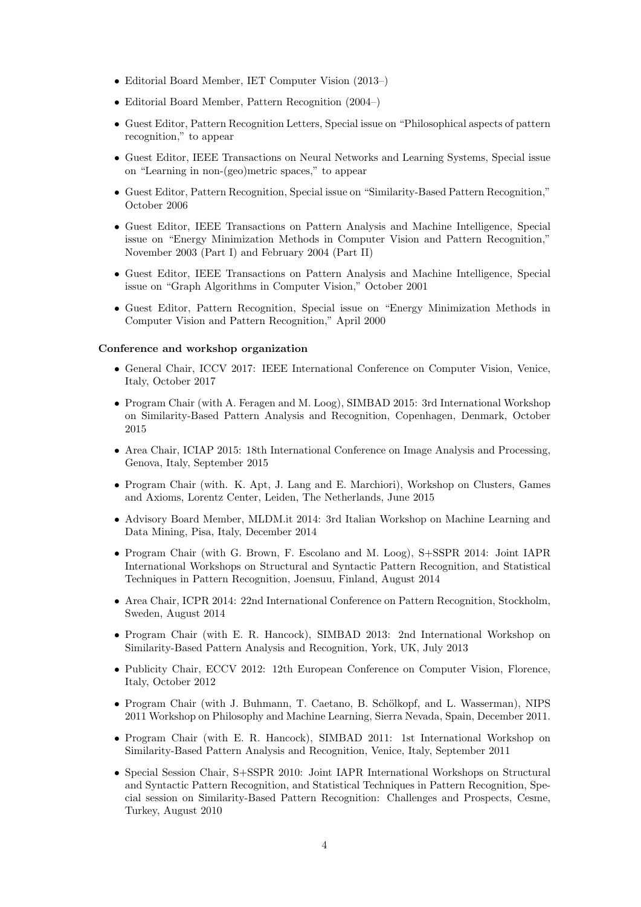- Editorial Board Member, IET Computer Vision (2013–)
- Editorial Board Member, Pattern Recognition (2004–)
- Guest Editor, Pattern Recognition Letters, Special issue on "Philosophical aspects of pattern recognition," to appear
- Guest Editor, IEEE Transactions on Neural Networks and Learning Systems, Special issue on "Learning in non-(geo)metric spaces," to appear
- Guest Editor, Pattern Recognition, Special issue on "Similarity-Based Pattern Recognition," October 2006
- Guest Editor, IEEE Transactions on Pattern Analysis and Machine Intelligence, Special issue on "Energy Minimization Methods in Computer Vision and Pattern Recognition," November 2003 (Part I) and February 2004 (Part II)
- Guest Editor, IEEE Transactions on Pattern Analysis and Machine Intelligence, Special issue on "Graph Algorithms in Computer Vision," October 2001
- Guest Editor, Pattern Recognition, Special issue on "Energy Minimization Methods in Computer Vision and Pattern Recognition," April 2000

**Conference and workshop organization**

- General Chair, ICCV 2017: IEEE International Conference on Computer Vision, Venice, Italy, October 2017
- Program Chair (with A. Feragen and M. Loog), SIMBAD 2015: 3rd International Workshop on Similarity-Based Pattern Analysis and Recognition, Copenhagen, Denmark, October 2015
- Area Chair, ICIAP 2015: 18th International Conference on Image Analysis and Processing, Genova, Italy, September 2015
- Program Chair (with. K. Apt, J. Lang and E. Marchiori), Workshop on Clusters, Games and Axioms, Lorentz Center, Leiden, The Netherlands, June 2015
- Advisory Board Member, MLDM.it 2014: 3rd Italian Workshop on Machine Learning and Data Mining, Pisa, Italy, December 2014
- Program Chair (with G. Brown, F. Escolano and M. Loog), S+SSPR 2014: Joint IAPR International Workshops on Structural and Syntactic Pattern Recognition, and Statistical Techniques in Pattern Recognition, Joensuu, Finland, August 2014
- Area Chair, ICPR 2014: 22nd International Conference on Pattern Recognition, Stockholm, Sweden, August 2014
- Program Chair (with E. R. Hancock), SIMBAD 2013: 2nd International Workshop on Similarity-Based Pattern Analysis and Recognition, York, UK, July 2013
- Publicity Chair, ECCV 2012: 12th European Conference on Computer Vision, Florence, Italy, October 2012
- Program Chair (with J. Buhmann, T. Caetano, B. Schölkopf, and L. Wasserman), NIPS 2011 Workshop on Philosophy and Machine Learning, Sierra Nevada, Spain, December 2011.
- Program Chair (with E. R. Hancock), SIMBAD 2011: 1st International Workshop on Similarity-Based Pattern Analysis and Recognition, Venice, Italy, September 2011
- Special Session Chair, S+SSPR 2010: Joint IAPR International Workshops on Structural and Syntactic Pattern Recognition, and Statistical Techniques in Pattern Recognition, Special session on Similarity-Based Pattern Recognition: Challenges and Prospects, Cesme, Turkey, August 2010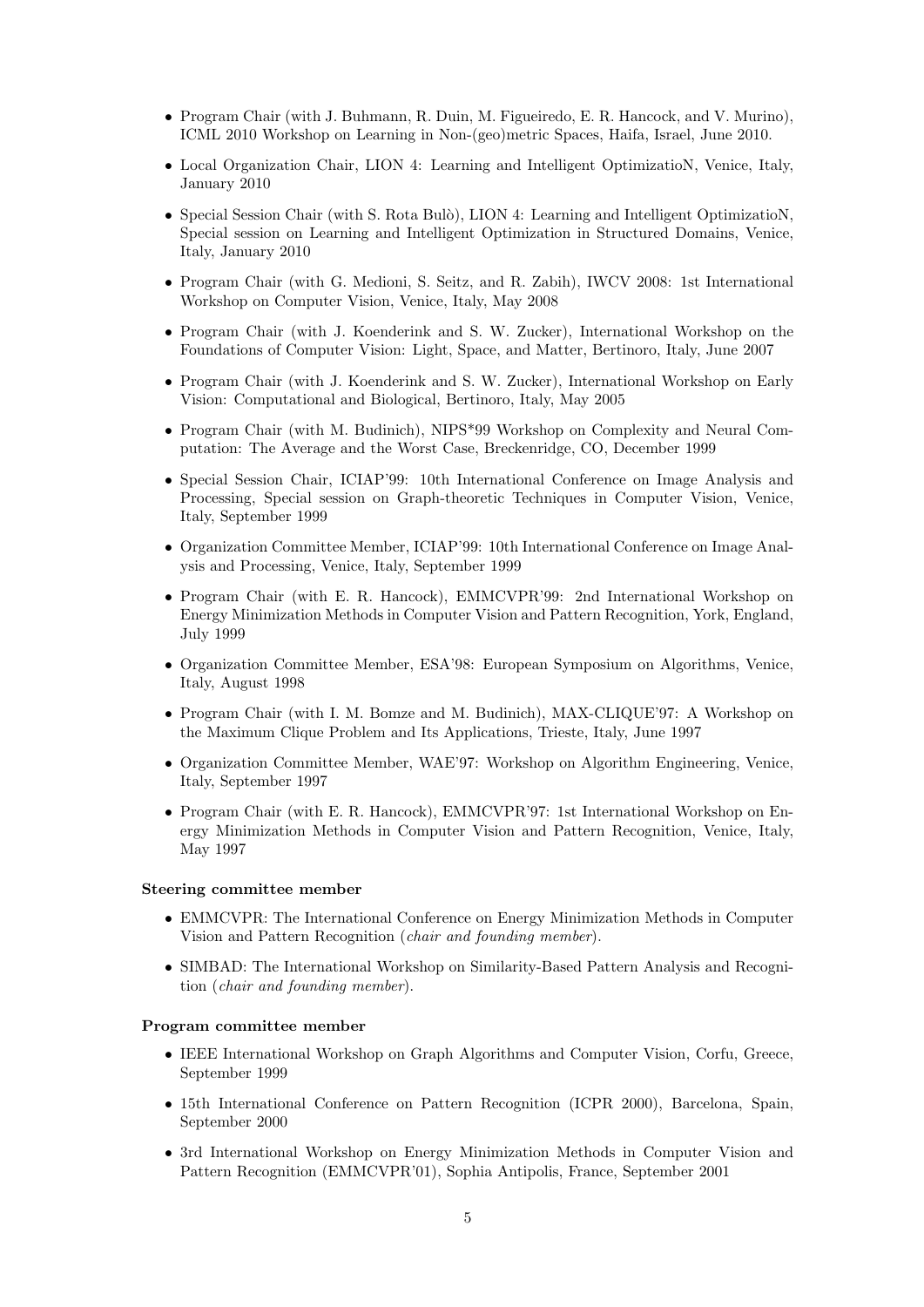- Program Chair (with J. Buhmann, R. Duin, M. Figueiredo, E. R. Hancock, and V. Murino), ICML 2010 Workshop on Learning in Non-(geo)metric Spaces, Haifa, Israel, June 2010.
- Local Organization Chair, LION 4: Learning and Intelligent OptimizatioN, Venice, Italy, January 2010
- Special Session Chair (with S. Rota Bulò), LION 4: Learning and Intelligent OptimizatioN, Special session on Learning and Intelligent Optimization in Structured Domains, Venice, Italy, January 2010
- Program Chair (with G. Medioni, S. Seitz, and R. Zabih), IWCV 2008: 1st International Workshop on Computer Vision, Venice, Italy, May 2008
- Program Chair (with J. Koenderink and S. W. Zucker), International Workshop on the Foundations of Computer Vision: Light, Space, and Matter, Bertinoro, Italy, June 2007
- Program Chair (with J. Koenderink and S. W. Zucker), International Workshop on Early Vision: Computational and Biological, Bertinoro, Italy, May 2005
- Program Chair (with M. Budinich), NIPS*99 Workshop on Complexity and Neural Computation: The Average and the Worst Case, Breckenridge, CO, December 1999
- Special Session Chair, ICIAP'99: 10th International Conference on Image Analysis and Processing, Special session on Graph-theoretic Techniques in Computer Vision, Venice, Italy, September 1999
- Organization Committee Member, ICIAP'99: 10th International Conference on Image Analysis and Processing, Venice, Italy, September 1999
- Program Chair (with E. R. Hancock), EMMCVPR'99: 2nd International Workshop on Energy Minimization Methods in Computer Vision and Pattern Recognition, York, England, July 1999
- Organization Committee Member, ESA'98: European Symposium on Algorithms, Venice, Italy, August 1998
- Program Chair (with I. M. Bomze and M. Budinich), MAX-CLIQUE'97: A Workshop on the Maximum Clique Problem and Its Applications, Trieste, Italy, June 1997
- Organization Committee Member, WAE'97: Workshop on Algorithm Engineering, Venice, Italy, September 1997
- Program Chair (with E. R. Hancock), EMMCVPR'97: 1st International Workshop on Energy Minimization Methods in Computer Vision and Pattern Recognition, Venice, Italy, May 1997

**Steering committee member**

- EMMCVPR: The International Conference on Energy Minimization Methods in Computer Vision and Pattern Recognition (*chair and founding member*).
- SIMBAD: The International Workshop on Similarity-Based Pattern Analysis and Recognition (*chair and founding member*).

**Program committee member**

- IEEE International Workshop on Graph Algorithms and Computer Vision, Corfu, Greece, September 1999
- 15th International Conference on Pattern Recognition (ICPR 2000), Barcelona, Spain, September 2000
- 3rd International Workshop on Energy Minimization Methods in Computer Vision and Pattern Recognition (EMMCVPR'01), Sophia Antipolis, France, September 2001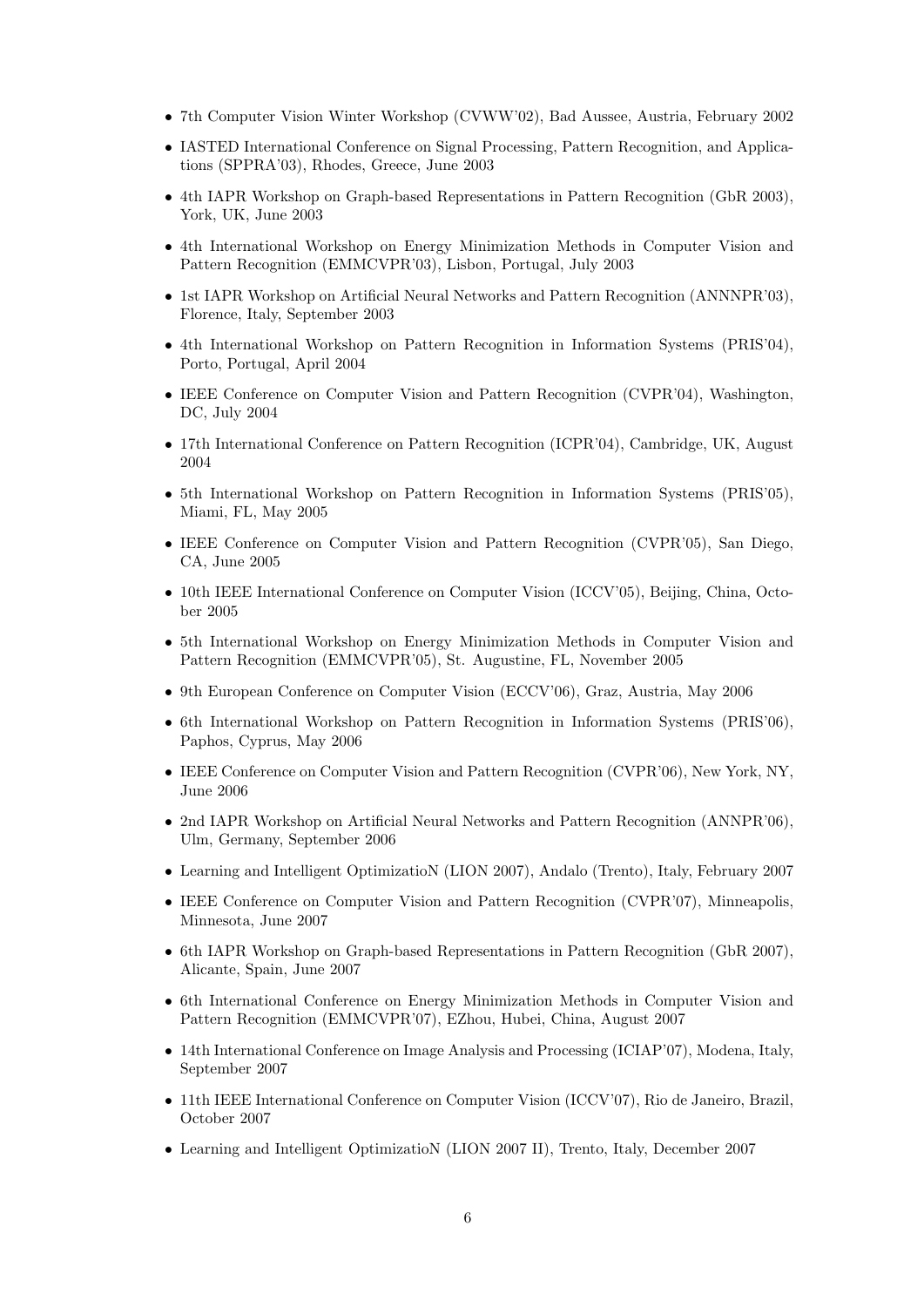- 7th Computer Vision Winter Workshop (CVWW'02), Bad Aussee, Austria, February 2002
- IASTED International Conference on Signal Processing, Pattern Recognition, and Applications (SPPRA'03), Rhodes, Greece, June 2003
- 4th IAPR Workshop on Graph-based Representations in Pattern Recognition (GbR 2003), York, UK, June 2003
- 4th International Workshop on Energy Minimization Methods in Computer Vision and Pattern Recognition (EMMCVPR'03), Lisbon, Portugal, July 2003
- 1st IAPR Workshop on Artificial Neural Networks and Pattern Recognition (ANNNPR'03), Florence, Italy, September 2003
- 4th International Workshop on Pattern Recognition in Information Systems (PRIS'04), Porto, Portugal, April 2004
- IEEE Conference on Computer Vision and Pattern Recognition (CVPR'04), Washington, DC, July 2004
- 17th International Conference on Pattern Recognition (ICPR'04), Cambridge, UK, August 2004
- 5th International Workshop on Pattern Recognition in Information Systems (PRIS'05), Miami, FL, May 2005
- IEEE Conference on Computer Vision and Pattern Recognition (CVPR'05), San Diego, CA, June 2005
- 10th IEEE International Conference on Computer Vision (ICCV'05), Beijing, China, October 2005
- 5th International Workshop on Energy Minimization Methods in Computer Vision and Pattern Recognition (EMMCVPR'05), St. Augustine, FL, November 2005
- 9th European Conference on Computer Vision (ECCV'06), Graz, Austria, May 2006
- 6th International Workshop on Pattern Recognition in Information Systems (PRIS'06), Paphos, Cyprus, May 2006
- IEEE Conference on Computer Vision and Pattern Recognition (CVPR'06), New York, NY, June 2006
- 2nd IAPR Workshop on Artificial Neural Networks and Pattern Recognition (ANNPR'06), Ulm, Germany, September 2006
- Learning and Intelligent OptimizatioN (LION 2007), Andalo (Trento), Italy, February 2007
- IEEE Conference on Computer Vision and Pattern Recognition (CVPR'07), Minneapolis, Minnesota, June 2007
- 6th IAPR Workshop on Graph-based Representations in Pattern Recognition (GbR 2007), Alicante, Spain, June 2007
- 6th International Conference on Energy Minimization Methods in Computer Vision and Pattern Recognition (EMMCVPR'07), EZhou, Hubei, China, August 2007
- 14th International Conference on Image Analysis and Processing (ICIAP'07), Modena, Italy, September 2007
- 11th IEEE International Conference on Computer Vision (ICCV'07), Rio de Janeiro, Brazil, October 2007
- Learning and Intelligent OptimizatioN (LION 2007 II), Trento, Italy, December 2007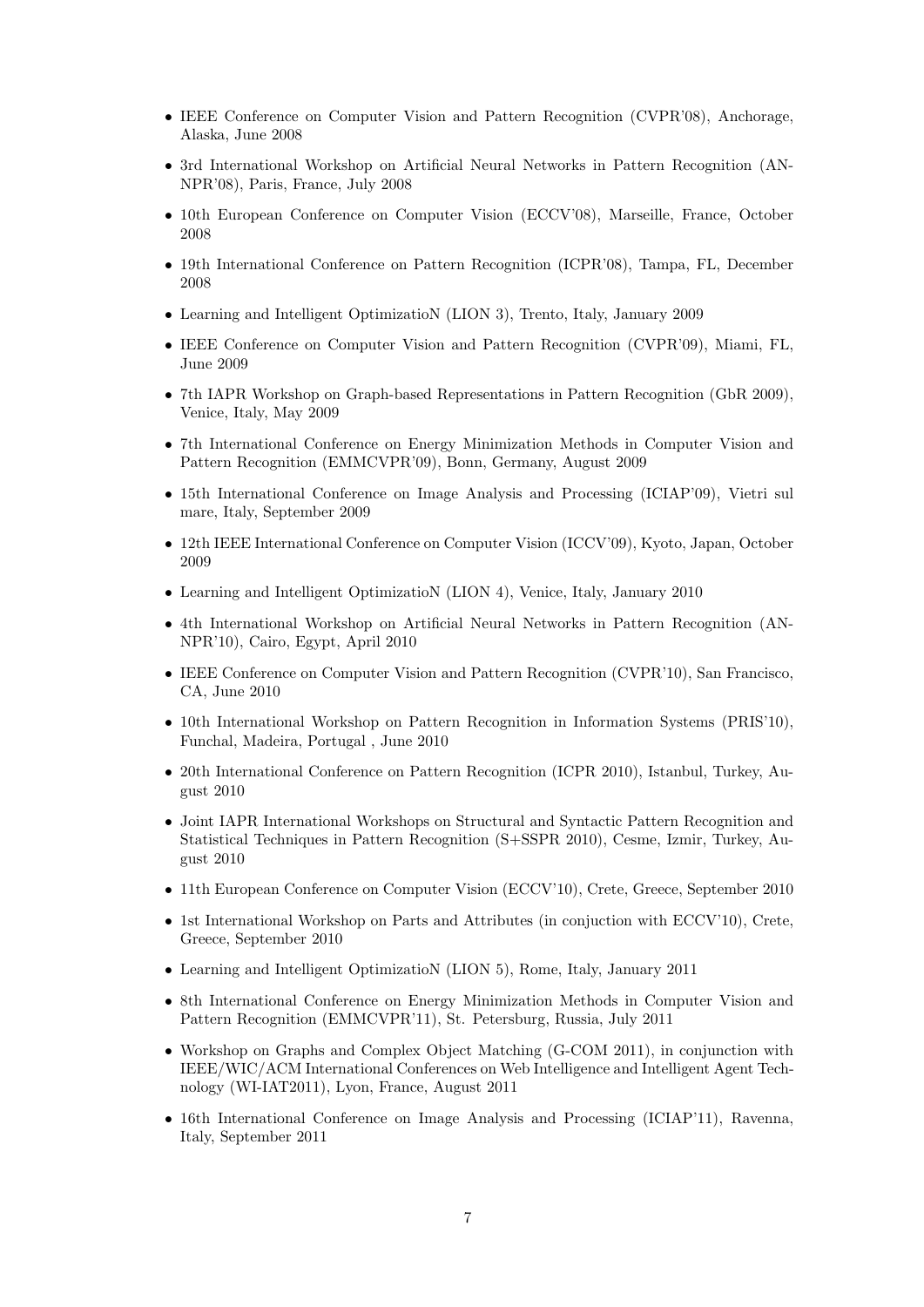- IEEE Conference on Computer Vision and Pattern Recognition (CVPR'08), Anchorage, Alaska, June 2008
- 3rd International Workshop on Artificial Neural Networks in Pattern Recognition (ANNPR'08), Paris, France, July 2008
- 10th European Conference on Computer Vision (ECCV'08), Marseille, France, October 2008
- 19th International Conference on Pattern Recognition (ICPR'08), Tampa, FL, December 2008
- Learning and Intelligent OptimizatioN (LION 3), Trento, Italy, January 2009
- IEEE Conference on Computer Vision and Pattern Recognition (CVPR'09), Miami, FL, June 2009
- 7th IAPR Workshop on Graph-based Representations in Pattern Recognition (GbR 2009), Venice, Italy, May 2009
- 7th International Conference on Energy Minimization Methods in Computer Vision and Pattern Recognition (EMMCVPR'09), Bonn, Germany, August 2009
- 15th International Conference on Image Analysis and Processing (ICIAP'09), Vietri sul mare, Italy, September 2009
- 12th IEEE International Conference on Computer Vision (ICCV'09), Kyoto, Japan, October 2009
- Learning and Intelligent OptimizatioN (LION 4), Venice, Italy, January 2010
- 4th International Workshop on Artificial Neural Networks in Pattern Recognition (ANNPR'10), Cairo, Egypt, April 2010
- IEEE Conference on Computer Vision and Pattern Recognition (CVPR'10), San Francisco, CA, June 2010
- 10th International Workshop on Pattern Recognition in Information Systems (PRIS'10), Funchal, Madeira, Portugal , June 2010
- 20th International Conference on Pattern Recognition (ICPR 2010), Istanbul, Turkey, August 2010
- Joint IAPR International Workshops on Structural and Syntactic Pattern Recognition and Statistical Techniques in Pattern Recognition (S+SSPR 2010), Cesme, Izmir, Turkey, August 2010
- 11th European Conference on Computer Vision (ECCV'10), Crete, Greece, September 2010
- 1st International Workshop on Parts and Attributes (in conjuction with ECCV'10), Crete, Greece, September 2010
- Learning and Intelligent OptimizatioN (LION 5), Rome, Italy, January 2011
- 8th International Conference on Energy Minimization Methods in Computer Vision and Pattern Recognition (EMMCVPR'11), St. Petersburg, Russia, July 2011
- Workshop on Graphs and Complex Object Matching (G-COM 2011), in conjunction with IEEE/WIC/ACM International Conferences on Web Intelligence and Intelligent Agent Technology (WI-IAT2011), Lyon, France, August 2011
- 16th International Conference on Image Analysis and Processing (ICIAP'11), Ravenna, Italy, September 2011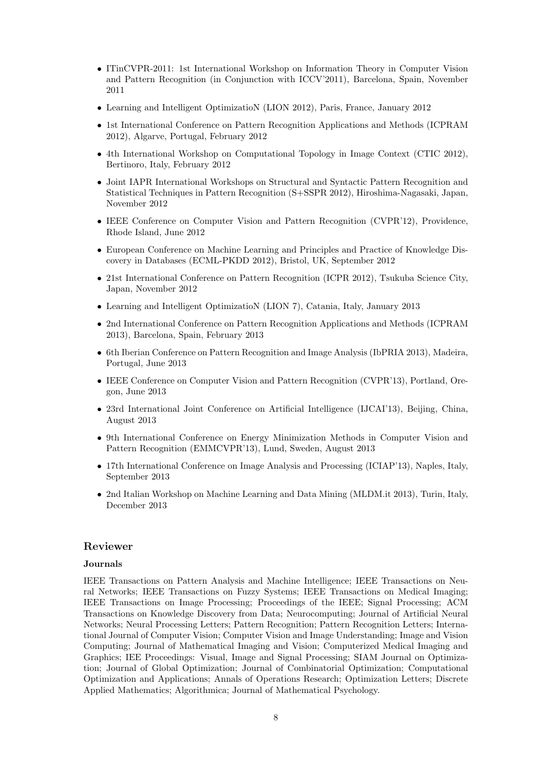- ITinCVPR-2011: 1st International Workshop on Information Theory in Computer Vision and Pattern Recognition (in Conjunction with ICCV'2011), Barcelona, Spain, November 2011
- Learning and Intelligent OptimizatioN (LION 2012), Paris, France, January 2012
- 1st International Conference on Pattern Recognition Applications and Methods (ICPRAM 2012), Algarve, Portugal, February 2012
- 4th International Workshop on Computational Topology in Image Context (CTIC 2012), Bertinoro, Italy, February 2012
- Joint IAPR International Workshops on Structural and Syntactic Pattern Recognition and Statistical Techniques in Pattern Recognition (S+SSPR 2012), Hiroshima-Nagasaki, Japan, November 2012
- IEEE Conference on Computer Vision and Pattern Recognition (CVPR'12), Providence, Rhode Island, June 2012
- European Conference on Machine Learning and Principles and Practice of Knowledge Discovery in Databases (ECML-PKDD 2012), Bristol, UK, September 2012
- 21st International Conference on Pattern Recognition (ICPR 2012), Tsukuba Science City, Japan, November 2012
- Learning and Intelligent OptimizatioN (LION 7), Catania, Italy, January 2013
- 2nd International Conference on Pattern Recognition Applications and Methods (ICPRAM 2013), Barcelona, Spain, February 2013
- 6th Iberian Conference on Pattern Recognition and Image Analysis (IbPRIA 2013), Madeira, Portugal, June 2013
- IEEE Conference on Computer Vision and Pattern Recognition (CVPR'13), Portland, Oregon, June 2013
- 23rd International Joint Conference on Artificial Intelligence (IJCAI'13), Beijing, China, August 2013
- 9th International Conference on Energy Minimization Methods in Computer Vision and Pattern Recognition (EMMCVPR'13), Lund, Sweden, August 2013
- 17th International Conference on Image Analysis and Processing (ICIAP'13), Naples, Italy, September 2013
- 2nd Italian Workshop on Machine Learning and Data Mining (MLDM.it 2013), Turin, Italy, December 2013

## Reviewer

### Journals

IEEE Transactions on Pattern Analysis and Machine Intelligence; IEEE Transactions on Neural Networks; IEEE Transactions on Fuzzy Systems; IEEE Transactions on Medical Imaging; IEEE Transactions on Image Processing; Proceedings of the IEEE; Signal Processing; ACM Transactions on Knowledge Discovery from Data; Neurocomputing; Journal of Artificial Neural Networks; Neural Processing Letters; Pattern Recognition; Pattern Recognition Letters; International Journal of Computer Vision; Computer Vision and Image Understanding; Image and Vision Computing; Journal of Mathematical Imaging and Vision; Computerized Medical Imaging and Graphics; IEE Proceedings: Visual, Image and Signal Processing; SIAM Journal on Optimization; Journal of Global Optimization; Journal of Combinatorial Optimization; Computational Optimization and Applications; Annals of Operations Research; Optimization Letters; Discrete Applied Mathematics; Algorithmica; Journal of Mathematical Psychology.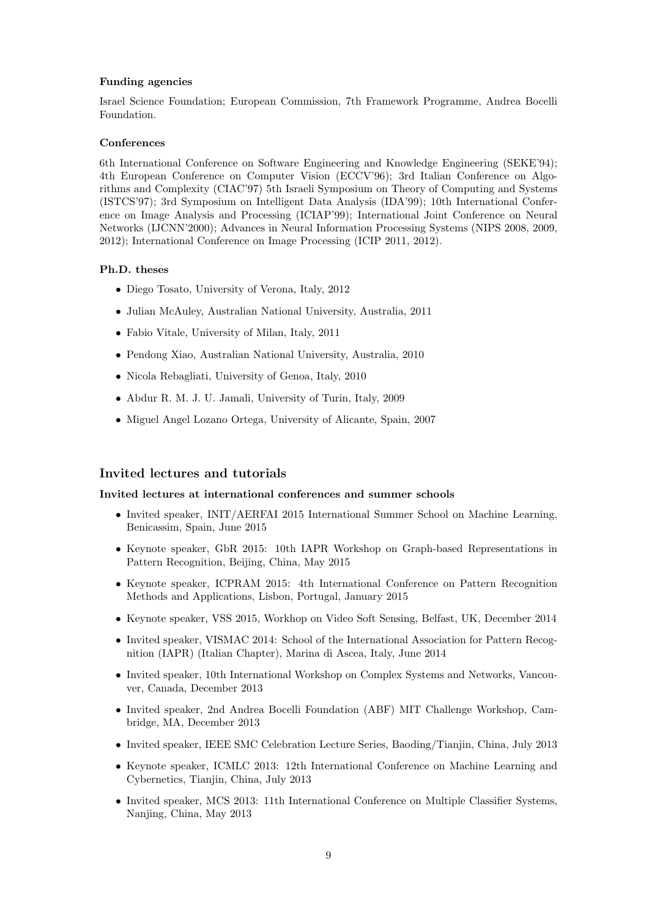#### Funding agencies

Israel Science Foundation; European Commission, 7th Framework Programme, Andrea Bocelli Foundation.

#### Conferences

6th International Conference on Software Engineering and Knowledge Engineering (SEKE'94); 4th European Conference on Computer Vision (ECCV'96); 3rd Italian Conference on Algorithms and Complexity (CIAC'97) 5th Israeli Symposium on Theory of Computing and Systems (ISTCS'97); 3rd Symposium on Intelligent Data Analysis (IDA'99); 10th International Conference on Image Analysis and Processing (ICIAP'99); International Joint Conference on Neural Networks (IJCNN'2000); Advances in Neural Information Processing Systems (NIPS 2008, 2009, 2012); International Conference on Image Processing (ICIP 2011, 2012).

#### Ph.D. theses

- Diego Tosato, University of Verona, Italy, 2012
- Julian McAuley, Australian National University, Australia, 2011
- Fabio Vitale, University of Milan, Italy, 2011
- Pendong Xiao, Australian National University, Australia, 2010
- Nicola Rebagliati, University of Genoa, Italy, 2010
- Abdur R. M. J. U. Jamali, University of Turin, Italy, 2009
- Miguel Angel Lozano Ortega, University of Alicante, Spain, 2007

## Invited lectures and tutorials

#### Invited lectures at international conferences and summer schools

- Invited speaker, INIT/AERFAI 2015 International Summer School on Machine Learning, Benicassim, Spain, June 2015
- Keynote speaker, GbR 2015: 10th IAPR Workshop on Graph-based Representations in Pattern Recognition, Beijing, China, May 2015
- Keynote speaker, ICPRAM 2015: 4th International Conference on Pattern Recognition Methods and Applications, Lisbon, Portugal, January 2015
- Keynote speaker, VSS 2015, Workhop on Video Soft Sensing, Belfast, UK, December 2014
- Invited speaker, VISMAC 2014: School of the International Association for Pattern Recognition (IAPR) (Italian Chapter), Marina di Ascea, Italy, June 2014
- Invited speaker, 10th International Workshop on Complex Systems and Networks, Vancouver, Canada, December 2013
- Invited speaker, 2nd Andrea Bocelli Foundation (ABF) MIT Challenge Workshop, Cambridge, MA, December 2013
- Invited speaker, IEEE SMC Celebration Lecture Series, Baoding/Tianjin, China, July 2013
- Keynote speaker, ICMLC 2013: 12th International Conference on Machine Learning and Cybernetics, Tianjin, China, July 2013
- Invited speaker, MCS 2013: 11th International Conference on Multiple Classifier Systems, Nanjing, China, May 2013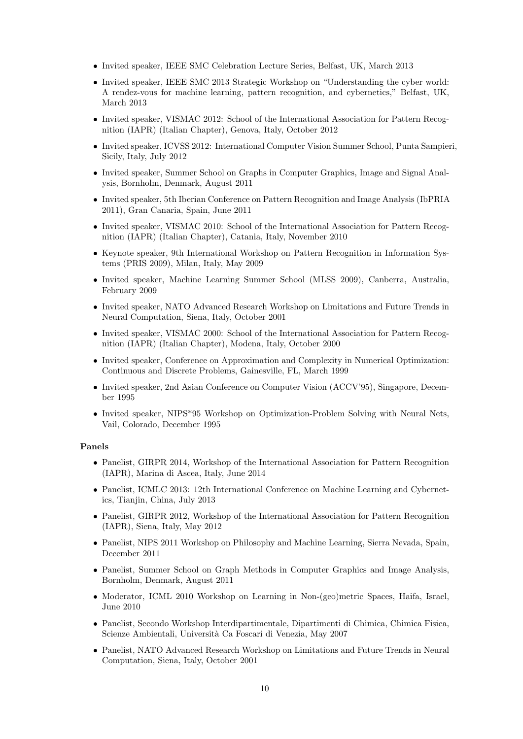- Invited speaker, IEEE SMC Celebration Lecture Series, Belfast, UK, March 2013
- Invited speaker, IEEE SMC 2013 Strategic Workshop on "Understanding the cyber world: A rendez-vous for machine learning, pattern recognition, and cybernetics," Belfast, UK, March 2013
- Invited speaker, VISMAC 2012: School of the International Association for Pattern Recognition (IAPR) (Italian Chapter), Genova, Italy, October 2012
- Invited speaker, ICVSS 2012: International Computer Vision Summer School, Punta Sampieri, Sicily, Italy, July 2012
- Invited speaker, Summer School on Graphs in Computer Graphics, Image and Signal Analysis, Bornholm, Denmark, August 2011
- Invited speaker, 5th Iberian Conference on Pattern Recognition and Image Analysis (IbPRIA 2011), Gran Canaria, Spain, June 2011
- Invited speaker, VISMAC 2010: School of the International Association for Pattern Recognition (IAPR) (Italian Chapter), Catania, Italy, November 2010
- Keynote speaker, 9th International Workshop on Pattern Recognition in Information Systems (PRIS 2009), Milan, Italy, May 2009
- Invited speaker, Machine Learning Summer School (MLSS 2009), Canberra, Australia, February 2009
- Invited speaker, NATO Advanced Research Workshop on Limitations and Future Trends in Neural Computation, Siena, Italy, October 2001
- Invited speaker, VISMAC 2000: School of the International Association for Pattern Recognition (IAPR) (Italian Chapter), Modena, Italy, October 2000
- Invited speaker, Conference on Approximation and Complexity in Numerical Optimization: Continuous and Discrete Problems, Gainesville, FL, March 1999
- Invited speaker, 2nd Asian Conference on Computer Vision (ACCV'95), Singapore, December 1995
- Invited speaker, NIPS*95 Workshop on Optimization-Problem Solving with Neural Nets, Vail, Colorado, December 1995

**Panels**

- Panelist, GIRPR 2014, Workshop of the International Association for Pattern Recognition (IAPR), Marina di Ascea, Italy, June 2014
- Panelist, ICMLC 2013: 12th International Conference on Machine Learning and Cybernetics, Tianjin, China, July 2013
- Panelist, GIRPR 2012, Workshop of the International Association for Pattern Recognition (IAPR), Siena, Italy, May 2012
- Panelist, NIPS 2011 Workshop on Philosophy and Machine Learning, Sierra Nevada, Spain, December 2011
- Panelist, Summer School on Graph Methods in Computer Graphics and Image Analysis, Bornholm, Denmark, August 2011
- Moderator, ICML 2010 Workshop on Learning in Non-(geo)metric Spaces, Haifa, Israel, June 2010
- Panelist, Secondo Workshop Interdipartimentale, Dipartimenti di Chimica, Chimica Fisica, Scienze Ambientali, Università Ca Foscari di Venezia, May 2007
- Panelist, NATO Advanced Research Workshop on Limitations and Future Trends in Neural Computation, Siena, Italy, October 2001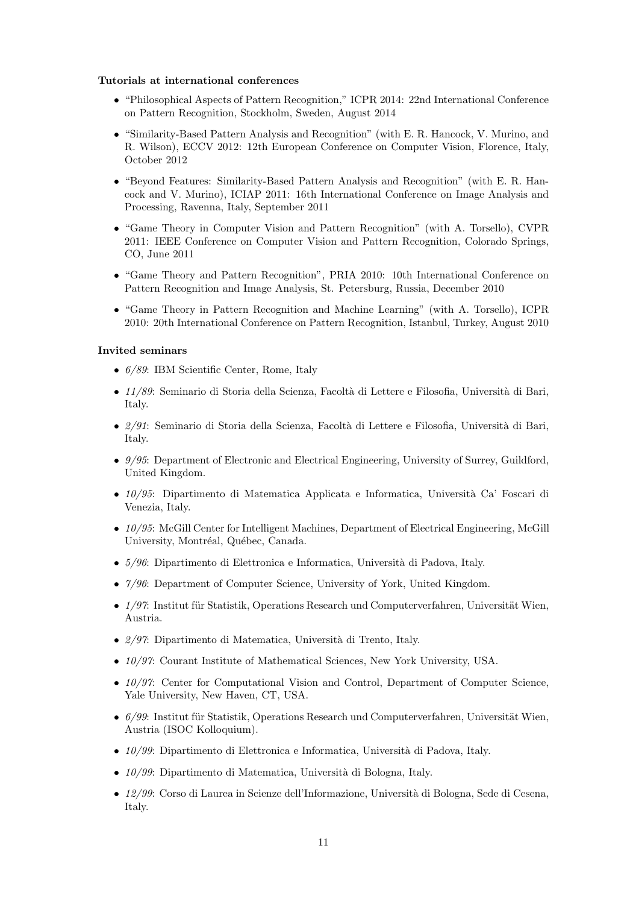**Tutorials at international conferences**

- "Philosophical Aspects of Pattern Recognition," ICPR 2014: 22nd International Conference on Pattern Recognition, Stockholm, Sweden, August 2014
- "Similarity-Based Pattern Analysis and Recognition" (with E. R. Hancock, V. Murino, and R. Wilson), ECCV 2012: 12th European Conference on Computer Vision, Florence, Italy, October 2012
- "Beyond Features: Similarity-Based Pattern Analysis and Recognition" (with E. R. Hancock and V. Murino), ICIAP 2011: 16th International Conference on Image Analysis and Processing, Ravenna, Italy, September 2011
- "Game Theory in Computer Vision and Pattern Recognition" (with A. Torsello), CVPR 2011: IEEE Conference on Computer Vision and Pattern Recognition, Colorado Springs, CO, June 2011
- "Game Theory and Pattern Recognition", PRIA 2010: 10th International Conference on Pattern Recognition and Image Analysis, St. Petersburg, Russia, December 2010
- "Game Theory in Pattern Recognition and Machine Learning" (with A. Torsello), ICPR 2010: 20th International Conference on Pattern Recognition, Istanbul, Turkey, August 2010

**Invited seminars**

- *6/89*: IBM Scientific Center, Rome, Italy
- *11/89*: Seminario di Storia della Scienza, Facoltà di Lettere e Filosofia, Università di Bari, Italy.
- *2/91*: Seminario di Storia della Scienza, Facoltà di Lettere e Filosofia, Università di Bari, Italy.
- *9/95*: Department of Electronic and Electrical Engineering, University of Surrey, Guildford, United Kingdom.
- *10/95*: Dipartimento di Matematica Applicata e Informatica, Università Ca' Foscari di Venezia, Italy.
- *10/95*: McGill Center for Intelligent Machines, Department of Electrical Engineering, McGill University, Montréal, Québec, Canada.
- *5/96*: Dipartimento di Elettronica e Informatica, Università di Padova, Italy.
- *7/96*: Department of Computer Science, University of York, United Kingdom.
- *1/97*: Institut für Statistik, Operations Research und Computerverfahren, Universität Wien, Austria.
- *2/97*: Dipartimento di Matematica, Università di Trento, Italy.
- *10/97*: Courant Institute of Mathematical Sciences, New York University, USA.
- *10/97*: Center for Computational Vision and Control, Department of Computer Science, Yale University, New Haven, CT, USA.
- *6/99*: Institut für Statistik, Operations Research und Computerverfahren, Universität Wien, Austria (ISOC Kolloquium).
- *10/99*: Dipartimento di Elettronica e Informatica, Università di Padova, Italy.
- *10/99*: Dipartimento di Matematica, Università di Bologna, Italy.
- *12/99*: Corso di Laurea in Scienze dell'Informazione, Università di Bologna, Sede di Cesena, Italy.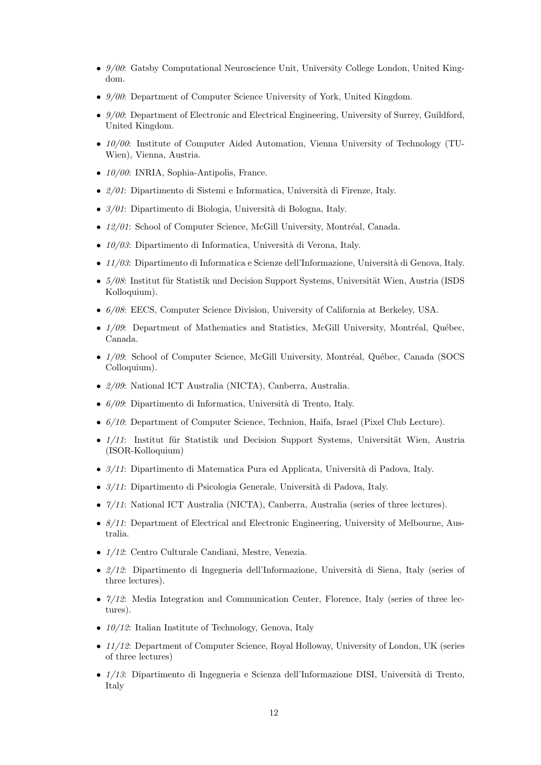- *9/00*: Gatsby Computational Neuroscience Unit, University College London, United Kingdom.
- *9/00*: Department of Computer Science University of York, United Kingdom.
- *9/00*: Department of Electronic and Electrical Engineering, University of Surrey, Guildford, United Kingdom.
- *10/00*: Institute of Computer Aided Automation, Vienna University of Technology (TU-Wien), Vienna, Austria.
- *10/00*: INRIA, Sophia-Antipolis, France.
- *2/01*: Dipartimento di Sistemi e Informatica, Università di Firenze, Italy.
- *3/01*: Dipartimento di Biologia, Università di Bologna, Italy.
- *12/01*: School of Computer Science, McGill University, Montréal, Canada.
- *10/03*: Dipartimento di Informatica, Università di Verona, Italy.
- *11/03*: Dipartimento di Informatica e Scienze dell'Informazione, Università di Genova, Italy.
- *5/08*: Institut für Statistik und Decision Support Systems, Universität Wien, Austria (ISDS Kolloquium).
- *6/08*: EECS, Computer Science Division, University of California at Berkeley, USA.
- *1/09*: Department of Mathematics and Statistics, McGill University, Montréal, Québec, Canada.
- *1/09*: School of Computer Science, McGill University, Montréal, Québec, Canada (SOCS Colloquium).
- *2/09*: National ICT Australia (NICTA), Canberra, Australia.
- *6/09*: Dipartimento di Informatica, Università di Trento, Italy.
- *6/10*: Department of Computer Science, Technion, Haifa, Israel (Pixel Club Lecture).
- *1/11*: Institut für Statistik und Decision Support Systems, Universität Wien, Austria (ISOR-Kolloquium)
- *3/11*: Dipartimento di Matematica Pura ed Applicata, Università di Padova, Italy.
- *3/11*: Dipartimento di Psicologia Generale, Università di Padova, Italy.
- *7/11*: National ICT Australia (NICTA), Canberra, Australia (series of three lectures).
- *8/11*: Department of Electrical and Electronic Engineering, University of Melbourne, Australia.
- *1/12*: Centro Culturale Candiani, Mestre, Venezia.
- *2/12*: Dipartimento di Ingegneria dell'Informazione, Università di Siena, Italy (series of three lectures).
- *7/12*: Media Integration and Communication Center, Florence, Italy (series of three lectures).
- *10/12*: Italian Institute of Technology, Genova, Italy
- *11/12*: Department of Computer Science, Royal Holloway, University of London, UK (series of three lectures)
- *1/13*: Dipartimento di Ingegneria e Scienza dell'Informazione DISI, Università di Trento, Italy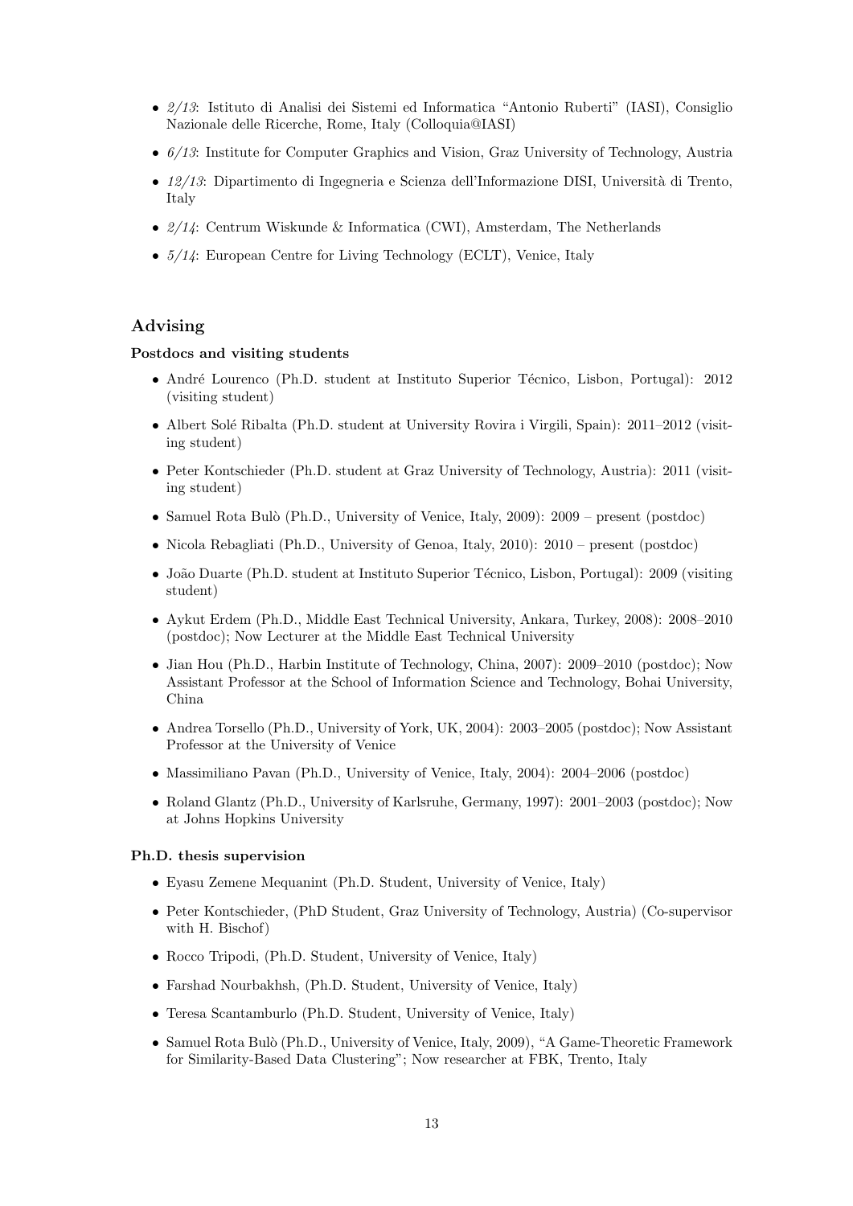- *2/13*: Istituto di Analisi dei Sistemi ed Informatica "Antonio Ruberti" (IASI), Consiglio Nazionale delle Ricerche, Rome, Italy (Colloquia@IASI)
- *6/13*: Institute for Computer Graphics and Vision, Graz University of Technology, Austria
- *12/13*: Dipartimento di Ingegneria e Scienza dell'Informazione DISI, Università di Trento, Italy
- *2/14*: Centrum Wiskunde & Informatica (CWI), Amsterdam, The Netherlands
- *5/14*: European Centre for Living Technology (ECLT), Venice, Italy

## Advising

### Postdocs and visiting students

- André Lourenco (Ph.D. student at Instituto Superior Técnico, Lisbon, Portugal): 2012 (visiting student)
- Albert Solé Ribalta (Ph.D. student at University Rovira i Virgili, Spain): 2011–2012 (visiting student)
- Peter Kontschieder (Ph.D. student at Graz University of Technology, Austria): 2011 (visiting student)
- Samuel Rota Bulò (Ph.D., University of Venice, Italy, 2009): 2009 – present (postdoc)
- Nicola Rebagliati (Ph.D., University of Genoa, Italy, 2010): 2010 – present (postdoc)
- João Duarte (Ph.D. student at Instituto Superior Técnico, Lisbon, Portugal): 2009 (visiting student)
- Aykut Erdem (Ph.D., Middle East Technical University, Ankara, Turkey, 2008): 2008–2010 (postdoc); Now Lecturer at the Middle East Technical University
- Jian Hou (Ph.D., Harbin Institute of Technology, China, 2007): 2009–2010 (postdoc); Now Assistant Professor at the School of Information Science and Technology, Bohai University, China
- Andrea Torsello (Ph.D., University of York, UK, 2004): 2003–2005 (postdoc); Now Assistant Professor at the University of Venice
- Massimiliano Pavan (Ph.D., University of Venice, Italy, 2004): 2004–2006 (postdoc)
- Roland Glantz (Ph.D., University of Karlsruhe, Germany, 1997): 2001–2003 (postdoc); Now at Johns Hopkins University

### Ph.D. thesis supervision

- Eyasu Zemene Mequanint (Ph.D. Student, University of Venice, Italy)
- Peter Kontschieder, (PhD Student, Graz University of Technology, Austria) (Co-supervisor with H. Bischof)
- Rocco Tripodi, (Ph.D. Student, University of Venice, Italy)
- Farshad Nourbakhsh, (Ph.D. Student, University of Venice, Italy)
- Teresa Scantamburlo (Ph.D. Student, University of Venice, Italy)
- Samuel Rota Bulò (Ph.D., University of Venice, Italy, 2009), "A Game-Theoretic Framework for Similarity-Based Data Clustering"; Now researcher at FBK, Trento, Italy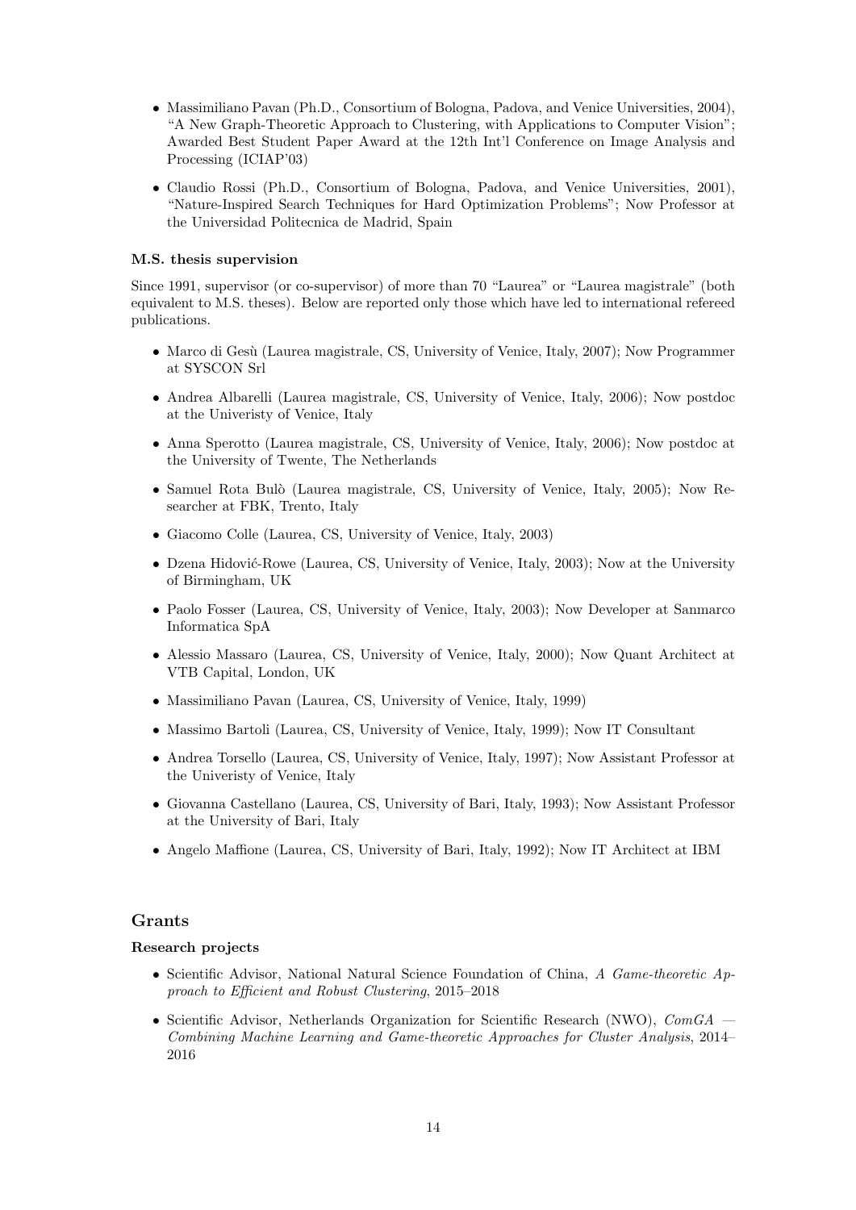- Massimiliano Pavan (Ph.D., Consortium of Bologna, Padova, and Venice Universities, 2004), "A New Graph-Theoretic Approach to Clustering, with Applications to Computer Vision"; Awarded Best Student Paper Award at the 12th Int'l Conference on Image Analysis and Processing (ICIAP'03)
- Claudio Rossi (Ph.D., Consortium of Bologna, Padova, and Venice Universities, 2001), "Nature-Inspired Search Techniques for Hard Optimization Problems"; Now Professor at the Universidad Politecnica de Madrid, Spain

#### M.S. thesis supervision

Since 1991, supervisor (or co-supervisor) of more than 70 "Laurea" or "Laurea magistrale" (both equivalent to M.S. theses). Below are reported only those which have led to international refereed publications.

- Marco di Gesù (Laurea magistrale, CS, University of Venice, Italy, 2007); Now Programmer at SYSCON Srl
- Andrea Albarelli (Laurea magistrale, CS, University of Venice, Italy, 2006); Now postdoc at the Univeristy of Venice, Italy
- Anna Sperotto (Laurea magistrale, CS, University of Venice, Italy, 2006); Now postdoc at the University of Twente, The Netherlands
- Samuel Rota Bulò (Laurea magistrale, CS, University of Venice, Italy, 2005); Now Researcher at FBK, Trento, Italy
- Giacomo Colle (Laurea, CS, University of Venice, Italy, 2003)
- Dzena Hidović-Rowe (Laurea, CS, University of Venice, Italy, 2003); Now at the University of Birmingham, UK
- Paolo Fosser (Laurea, CS, University of Venice, Italy, 2003); Now Developer at Sanmarco Informatica SpA
- Alessio Massaro (Laurea, CS, University of Venice, Italy, 2000); Now Quant Architect at VTB Capital, London, UK
- Massimiliano Pavan (Laurea, CS, University of Venice, Italy, 1999)
- Massimo Bartoli (Laurea, CS, University of Venice, Italy, 1999); Now IT Consultant
- Andrea Torsello (Laurea, CS, University of Venice, Italy, 1997); Now Assistant Professor at the Univeristy of Venice, Italy
- Giovanna Castellano (Laurea, CS, University of Bari, Italy, 1993); Now Assistant Professor at the University of Bari, Italy
- Angelo Maffione (Laurea, CS, University of Bari, Italy, 1992); Now IT Architect at IBM

## Grants

#### Research projects

- Scientific Advisor, National Natural Science Foundation of China, *A Game-theoretic Approach to Efficient and Robust Clustering*, 2015–2018
- Scientific Advisor, Netherlands Organization for Scientific Research (NWO), *ComGA — Combining Machine Learning and Game-theoretic Approaches for Cluster Analysis*, 2014–2016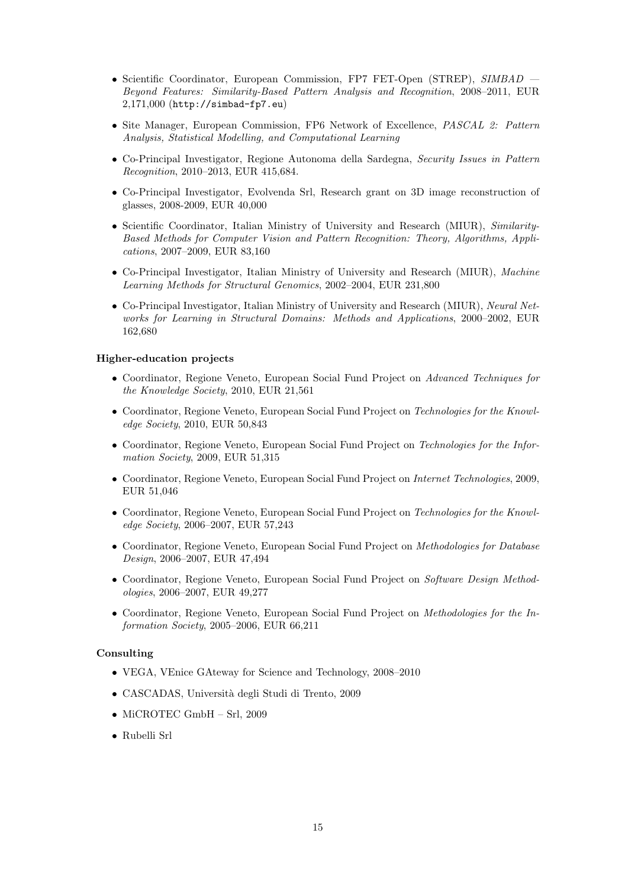- Scientific Coordinator, European Commission, FP7 FET-Open (STREP), *SIMBAD — Beyond Features: Similarity-Based Pattern Analysis and Recognition*, 2008–2011, EUR 2,171,000 (`http://simbad-fp7.eu`)
- Site Manager, European Commission, FP6 Network of Excellence, *PASCAL 2: Pattern Analysis, Statistical Modelling, and Computational Learning*
- Co-Principal Investigator, Regione Autonoma della Sardegna, *Security Issues in Pattern Recognition*, 2010–2013, EUR 415,684.
- Co-Principal Investigator, Evolvenda Srl, Research grant on 3D image reconstruction of glasses, 2008-2009, EUR 40,000
- Scientific Coordinator, Italian Ministry of University and Research (MIUR), *Similarity-Based Methods for Computer Vision and Pattern Recognition: Theory, Algorithms, Applications*, 2007–2009, EUR 83,160
- Co-Principal Investigator, Italian Ministry of University and Research (MIUR), *Machine Learning Methods for Structural Genomics*, 2002–2004, EUR 231,800
- Co-Principal Investigator, Italian Ministry of University and Research (MIUR), *Neural Networks for Learning in Structural Domains: Methods and Applications*, 2000–2002, EUR 162,680

**Higher-education projects**

- Coordinator, Regione Veneto, European Social Fund Project on *Advanced Techniques for the Knowledge Society*, 2010, EUR 21,561
- Coordinator, Regione Veneto, European Social Fund Project on *Technologies for the Knowledge Society*, 2010, EUR 50,843
- Coordinator, Regione Veneto, European Social Fund Project on *Technologies for the Information Society*, 2009, EUR 51,315
- Coordinator, Regione Veneto, European Social Fund Project on *Internet Technologies*, 2009, EUR 51,046
- Coordinator, Regione Veneto, European Social Fund Project on *Technologies for the Knowledge Society*, 2006–2007, EUR 57,243
- Coordinator, Regione Veneto, European Social Fund Project on *Methodologies for Database Design*, 2006–2007, EUR 47,494
- Coordinator, Regione Veneto, European Social Fund Project on *Software Design Methodologies*, 2006–2007, EUR 49,277
- Coordinator, Regione Veneto, European Social Fund Project on *Methodologies for the Information Society*, 2005–2006, EUR 66,211

**Consulting**

- VEGA, VEnice GAteway for Science and Technology, 2008–2010
- CASCADAS, Università degli Studi di Trento, 2009
- MiCROTEC GmbH – Srl, 2009
- Rubelli Srl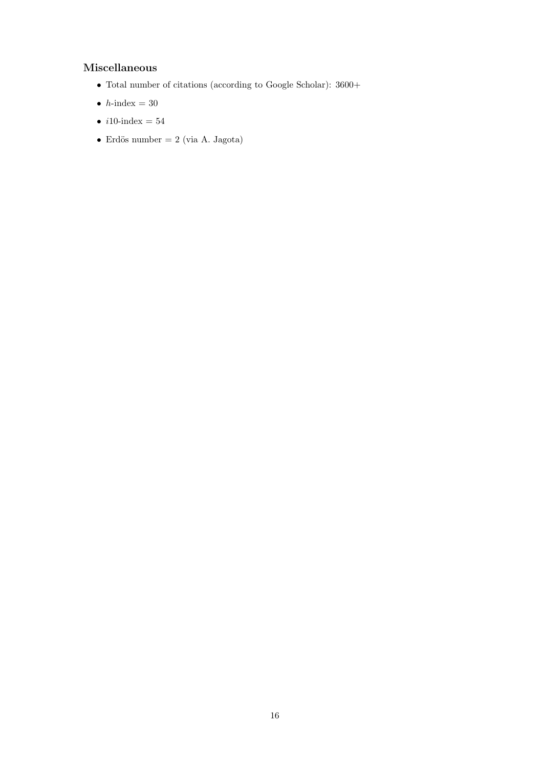### Miscellaneous

- Total number of citations (according to Google Scholar): 3600+
- $h$-index = 30
- $i10$-index = 54
- Erdös number = 2 (via A. Jagota)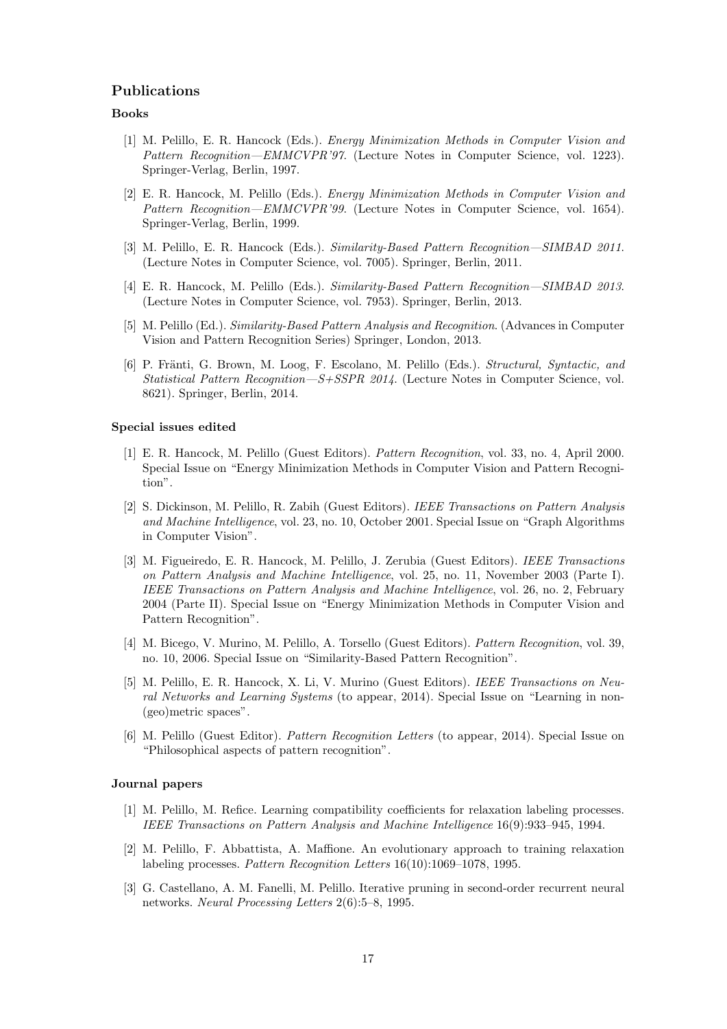## Publications

### Books

[1] M. Pelillo, E. R. Hancock (Eds.). *Energy Minimization Methods in Computer Vision and Pattern Recognition—EMMCVPR'97.* (Lecture Notes in Computer Science, vol. 1223). Springer-Verlag, Berlin, 1997.

[2] E. R. Hancock, M. Pelillo (Eds.). *Energy Minimization Methods in Computer Vision and Pattern Recognition—EMMCVPR'99.* (Lecture Notes in Computer Science, vol. 1654). Springer-Verlag, Berlin, 1999.

[3] M. Pelillo, E. R. Hancock (Eds.). *Similarity-Based Pattern Recognition—SIMBAD 2011.* (Lecture Notes in Computer Science, vol. 7005). Springer, Berlin, 2011.

[4] E. R. Hancock, M. Pelillo (Eds.). *Similarity-Based Pattern Recognition—SIMBAD 2013.* (Lecture Notes in Computer Science, vol. 7953). Springer, Berlin, 2013.

[5] M. Pelillo (Ed.). *Similarity-Based Pattern Analysis and Recognition.* (Advances in Computer Vision and Pattern Recognition Series) Springer, London, 2013.

[6] P. Fränti, G. Brown, M. Loog, F. Escolano, M. Pelillo (Eds.). *Structural, Syntactic, and Statistical Pattern Recognition—S+SSPR 2014.* (Lecture Notes in Computer Science, vol. 8621). Springer, Berlin, 2014.

### Special issues edited

[1] E. R. Hancock, M. Pelillo (Guest Editors). *Pattern Recognition*, vol. 33, no. 4, April 2000. Special Issue on "Energy Minimization Methods in Computer Vision and Pattern Recognition".

[2] S. Dickinson, M. Pelillo, R. Zabih (Guest Editors). *IEEE Transactions on Pattern Analysis and Machine Intelligence*, vol. 23, no. 10, October 2001. Special Issue on "Graph Algorithms in Computer Vision".

[3] M. Figueiredo, E. R. Hancock, M. Pelillo, J. Zerubia (Guest Editors). *IEEE Transactions on Pattern Analysis and Machine Intelligence*, vol. 25, no. 11, November 2003 (Parte I). *IEEE Transactions on Pattern Analysis and Machine Intelligence*, vol. 26, no. 2, February 2004 (Parte II). Special Issue on "Energy Minimization Methods in Computer Vision and Pattern Recognition".

[4] M. Bicego, V. Murino, M. Pelillo, A. Torsello (Guest Editors). *Pattern Recognition*, vol. 39, no. 10, 2006. Special Issue on "Similarity-Based Pattern Recognition".

[5] M. Pelillo, E. R. Hancock, X. Li, V. Murino (Guest Editors). *IEEE Transactions on Neural Networks and Learning Systems* (to appear, 2014). Special Issue on "Learning in non-(geo)metric spaces".

[6] M. Pelillo (Guest Editor). *Pattern Recognition Letters* (to appear, 2014). Special Issue on "Philosophical aspects of pattern recognition".

### Journal papers

[1] M. Pelillo, M. Refice. Learning compatibility coefficients for relaxation labeling processes. *IEEE Transactions on Pattern Analysis and Machine Intelligence* 16(9):933–945, 1994.

[2] M. Pelillo, F. Abbattista, A. Maffione. An evolutionary approach to training relaxation labeling processes. *Pattern Recognition Letters* 16(10):1069–1078, 1995.

[3] G. Castellano, A. M. Fanelli, M. Pelillo. Iterative pruning in second-order recurrent neural networks. *Neural Processing Letters* 2(6):5–8, 1995.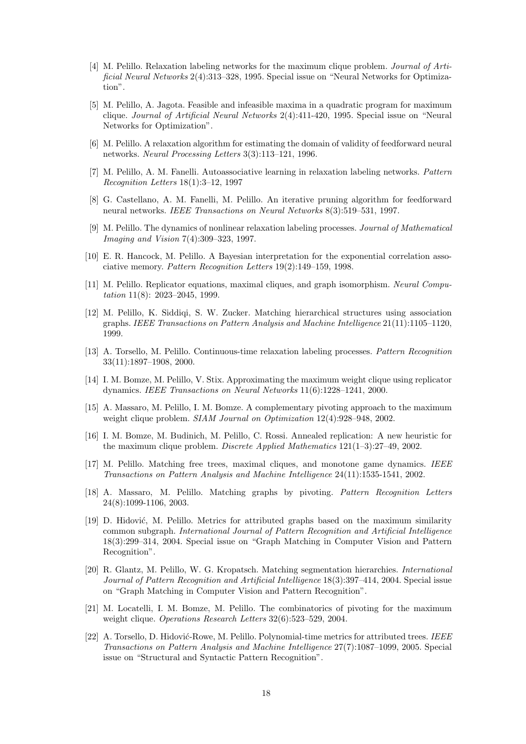[4] M. Pelillo. Relaxation labeling networks for the maximum clique problem. *Journal of Artificial Neural Networks* 2(4):313–328, 1995. Special issue on "Neural Networks for Optimization".

[5] M. Pelillo, A. Jagota. Feasible and infeasible maxima in a quadratic program for maximum clique. *Journal of Artificial Neural Networks* 2(4):411-420, 1995. Special issue on "Neural Networks for Optimization".

[6] M. Pelillo. A relaxation algorithm for estimating the domain of validity of feedforward neural networks. *Neural Processing Letters* 3(3):113–121, 1996.

[7] M. Pelillo, A. M. Fanelli. Autoassociative learning in relaxation labeling networks. *Pattern Recognition Letters* 18(1):3–12, 1997

[8] G. Castellano, A. M. Fanelli, M. Pelillo. An iterative pruning algorithm for feedforward neural networks. *IEEE Transactions on Neural Networks* 8(3):519–531, 1997.

[9] M. Pelillo. The dynamics of nonlinear relaxation labeling processes. *Journal of Mathematical Imaging and Vision* 7(4):309–323, 1997.

[10] E. R. Hancock, M. Pelillo. A Bayesian interpretation for the exponential correlation associative memory. *Pattern Recognition Letters* 19(2):149–159, 1998.

[11] M. Pelillo. Replicator equations, maximal cliques, and graph isomorphism. *Neural Computation* 11(8): 2023–2045, 1999.

[12] M. Pelillo, K. Siddiqi, S. W. Zucker. Matching hierarchical structures using association graphs. *IEEE Transactions on Pattern Analysis and Machine Intelligence* 21(11):1105–1120, 1999.

[13] A. Torsello, M. Pelillo. Continuous-time relaxation labeling processes. *Pattern Recognition* 33(11):1897–1908, 2000.

[14] I. M. Bomze, M. Pelillo, V. Stix. Approximating the maximum weight clique using replicator dynamics. *IEEE Transactions on Neural Networks* 11(6):1228–1241, 2000.

[15] A. Massaro, M. Pelillo, I. M. Bomze. A complementary pivoting approach to the maximum weight clique problem. *SIAM Journal on Optimization* 12(4):928–948, 2002.

[16] I. M. Bomze, M. Budinich, M. Pelillo, C. Rossi. Annealed replication: A new heuristic for the maximum clique problem. *Discrete Applied Mathematics* 121(1–3):27–49, 2002.

[17] M. Pelillo. Matching free trees, maximal cliques, and monotone game dynamics. *IEEE Transactions on Pattern Analysis and Machine Intelligence* 24(11):1535-1541, 2002.

[18] A. Massaro, M. Pelillo. Matching graphs by pivoting. *Pattern Recognition Letters* 24(8):1099-1106, 2003.

[19] D. Hidović, M. Pelillo. Metrics for attributed graphs based on the maximum similarity common subgraph. *International Journal of Pattern Recognition and Artificial Intelligence* 18(3):299–314, 2004. Special issue on "Graph Matching in Computer Vision and Pattern Recognition".

[20] R. Glantz, M. Pelillo, W. G. Kropatsch. Matching segmentation hierarchies. *International Journal of Pattern Recognition and Artificial Intelligence* 18(3):397–414, 2004. Special issue on "Graph Matching in Computer Vision and Pattern Recognition".

[21] M. Locatelli, I. M. Bomze, M. Pelillo. The combinatorics of pivoting for the maximum weight clique. *Operations Research Letters* 32(6):523–529, 2004.

[22] A. Torsello, D. Hidović-Rowe, M. Pelillo. Polynomial-time metrics for attributed trees. *IEEE Transactions on Pattern Analysis and Machine Intelligence* 27(7):1087–1099, 2005. Special issue on "Structural and Syntactic Pattern Recognition".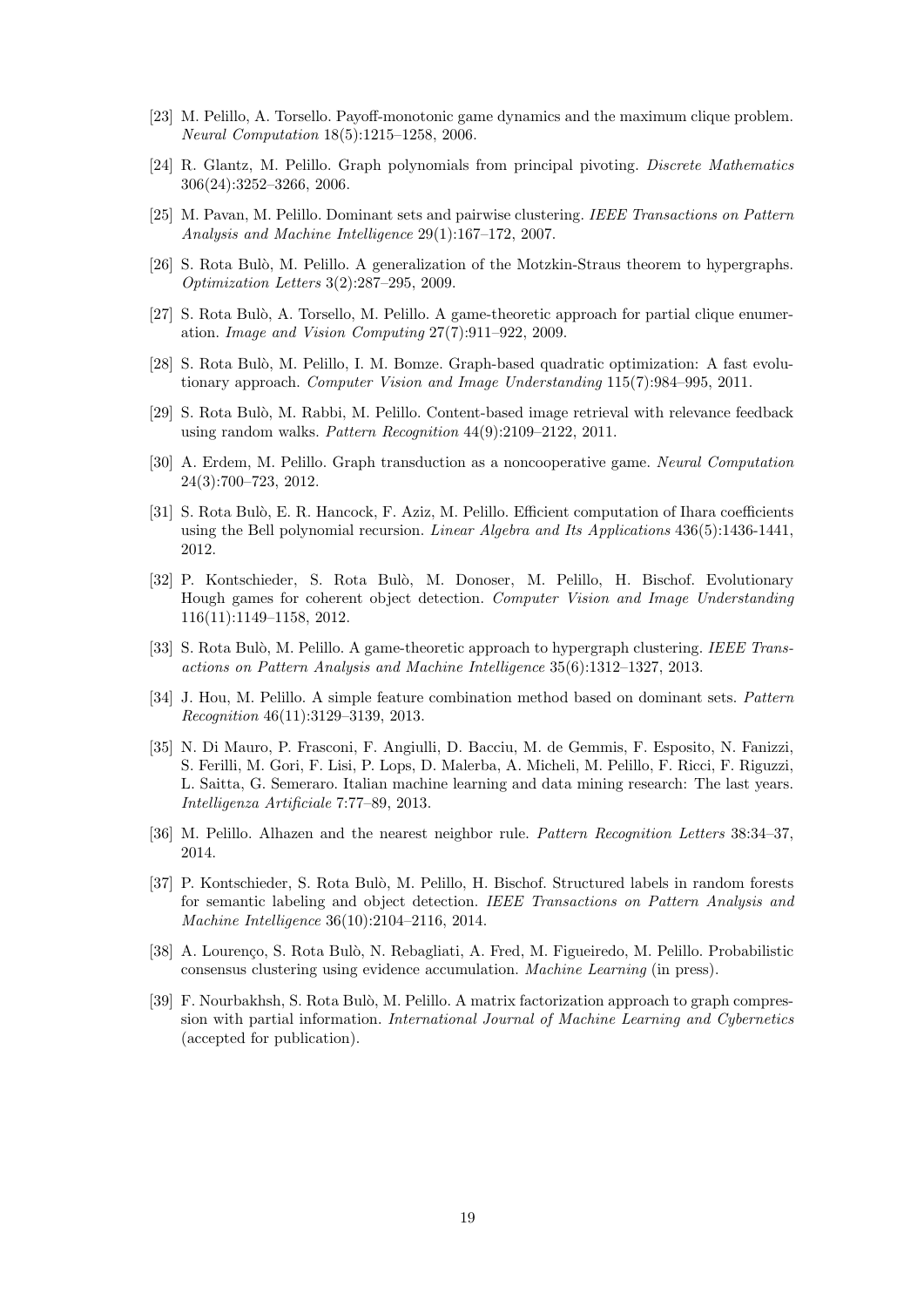[23] M. Pelillo, A. Torsello. Payoff-monotonic game dynamics and the maximum clique problem. *Neural Computation* 18(5):1215–1258, 2006.

[24] R. Glantz, M. Pelillo. Graph polynomials from principal pivoting. *Discrete Mathematics* 306(24):3252–3266, 2006.

[25] M. Pavan, M. Pelillo. Dominant sets and pairwise clustering. *IEEE Transactions on Pattern Analysis and Machine Intelligence* 29(1):167–172, 2007.

[26] S. Rota Bulò, M. Pelillo. A generalization of the Motzkin-Straus theorem to hypergraphs. *Optimization Letters* 3(2):287–295, 2009.

[27] S. Rota Bulò, A. Torsello, M. Pelillo. A game-theoretic approach for partial clique enumeration. *Image and Vision Computing* 27(7):911–922, 2009.

[28] S. Rota Bulò, M. Pelillo, I. M. Bomze. Graph-based quadratic optimization: A fast evolutionary approach. *Computer Vision and Image Understanding* 115(7):984–995, 2011.

[29] S. Rota Bulò, M. Rabbi, M. Pelillo. Content-based image retrieval with relevance feedback using random walks. *Pattern Recognition* 44(9):2109–2122, 2011.

[30] A. Erdem, M. Pelillo. Graph transduction as a noncooperative game. *Neural Computation* 24(3):700–723, 2012.

[31] S. Rota Bulò, E. R. Hancock, F. Aziz, M. Pelillo. Efficient computation of Ihara coefficients using the Bell polynomial recursion. *Linear Algebra and Its Applications* 436(5):1436-1441, 2012.

[32] P. Kontschieder, S. Rota Bulò, M. Donoser, M. Pelillo, H. Bischof. Evolutionary Hough games for coherent object detection. *Computer Vision and Image Understanding* 116(11):1149–1158, 2012.

[33] S. Rota Bulò, M. Pelillo. A game-theoretic approach to hypergraph clustering. *IEEE Transactions on Pattern Analysis and Machine Intelligence* 35(6):1312–1327, 2013.

[34] J. Hou, M. Pelillo. A simple feature combination method based on dominant sets. *Pattern Recognition* 46(11):3129–3139, 2013.

[35] N. Di Mauro, P. Frasconi, F. Angiulli, D. Bacciu, M. de Gemmis, F. Esposito, N. Fanizzi, S. Ferilli, M. Gori, F. Lisi, P. Lops, D. Malerba, A. Micheli, M. Pelillo, F. Ricci, F. Riguzzi, L. Saitta, G. Semeraro. Italian machine learning and data mining research: The last years. *Intelligenza Artificiale* 7:77–89, 2013.

[36] M. Pelillo. Alhazen and the nearest neighbor rule. *Pattern Recognition Letters* 38:34–37, 2014.

[37] P. Kontschieder, S. Rota Bulò, M. Pelillo, H. Bischof. Structured labels in random forests for semantic labeling and object detection. *IEEE Transactions on Pattern Analysis and Machine Intelligence* 36(10):2104–2116, 2014.

[38] A. Lourenço, S. Rota Bulò, N. Rebagliati, A. Fred, M. Figueiredo, M. Pelillo. Probabilistic consensus clustering using evidence accumulation. *Machine Learning* (in press).

[39] F. Nourbakhsh, S. Rota Bulò, M. Pelillo. A matrix factorization approach to graph compression with partial information. *International Journal of Machine Learning and Cybernetics* (accepted for publication).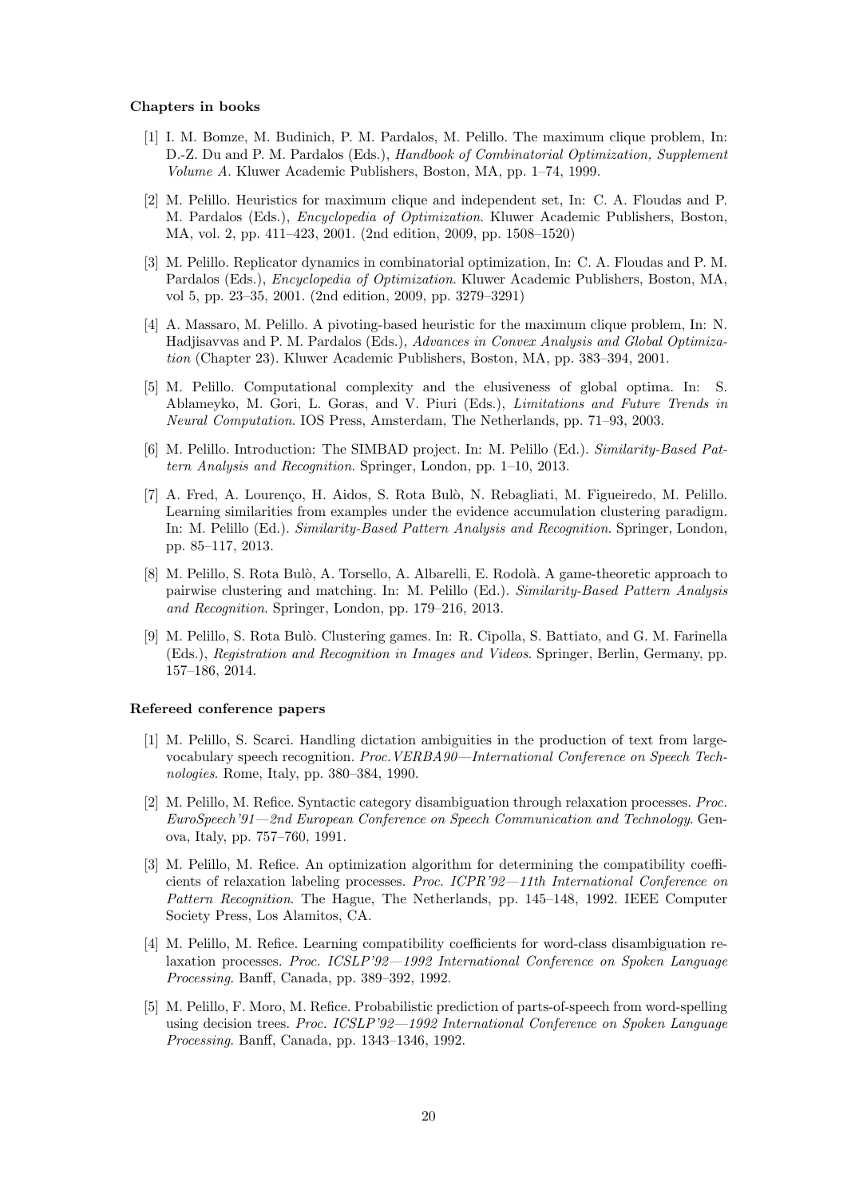#### Chapters in books

[1] I. M. Bomze, M. Budinich, P. M. Pardalos, M. Pelillo. The maximum clique problem, In: D.-Z. Du and P. M. Pardalos (Eds.), *Handbook of Combinatorial Optimization, Supplement Volume A*. Kluwer Academic Publishers, Boston, MA, pp. 1–74, 1999.

[2] M. Pelillo. Heuristics for maximum clique and independent set, In: C. A. Floudas and P. M. Pardalos (Eds.), *Encyclopedia of Optimization*. Kluwer Academic Publishers, Boston, MA, vol. 2, pp. 411–423, 2001. (2nd edition, 2009, pp. 1508–1520)

[3] M. Pelillo. Replicator dynamics in combinatorial optimization, In: C. A. Floudas and P. M. Pardalos (Eds.), *Encyclopedia of Optimization*. Kluwer Academic Publishers, Boston, MA, vol 5, pp. 23–35, 2001. (2nd edition, 2009, pp. 3279–3291)

[4] A. Massaro, M. Pelillo. A pivoting-based heuristic for the maximum clique problem, In: N. Hadjisavvas and P. M. Pardalos (Eds.), *Advances in Convex Analysis and Global Optimization* (Chapter 23). Kluwer Academic Publishers, Boston, MA, pp. 383–394, 2001.

[5] M. Pelillo. Computational complexity and the elusiveness of global optima. In: S. Ablameyko, M. Gori, L. Goras, and V. Piuri (Eds.), *Limitations and Future Trends in Neural Computation*. IOS Press, Amsterdam, The Netherlands, pp. 71–93, 2003.

[6] M. Pelillo. Introduction: The SIMBAD project. In: M. Pelillo (Ed.). *Similarity-Based Pattern Analysis and Recognition*. Springer, London, pp. 1–10, 2013.

[7] A. Fred, A. Lourenço, H. Aidos, S. Rota Bulò, N. Rebagliati, M. Figueiredo, M. Pelillo. Learning similarities from examples under the evidence accumulation clustering paradigm. In: M. Pelillo (Ed.). *Similarity-Based Pattern Analysis and Recognition*. Springer, London, pp. 85–117, 2013.

[8] M. Pelillo, S. Rota Bulò, A. Torsello, A. Albarelli, E. Rodolà. A game-theoretic approach to pairwise clustering and matching. In: M. Pelillo (Ed.). *Similarity-Based Pattern Analysis and Recognition*. Springer, London, pp. 179–216, 2013.

[9] M. Pelillo, S. Rota Bulò. Clustering games. In: R. Cipolla, S. Battiato, and G. M. Farinella (Eds.), *Registration and Recognition in Images and Videos*. Springer, Berlin, Germany, pp. 157–186, 2014.

#### Refereed conference papers

[1] M. Pelillo, S. Scarci. Handling dictation ambiguities in the production of text from large-vocabulary speech recognition. *Proc. VERBA90—International Conference on Speech Technologies*. Rome, Italy, pp. 380–384, 1990.

[2] M. Pelillo, M. Refice. Syntactic category disambiguation through relaxation processes. *Proc. EuroSpeech'91—2nd European Conference on Speech Communication and Technology*. Genova, Italy, pp. 757–760, 1991.

[3] M. Pelillo, M. Refice. An optimization algorithm for determining the compatibility coefficients of relaxation labeling processes. *Proc. ICPR'92—11th International Conference on Pattern Recognition*. The Hague, The Netherlands, pp. 145–148, 1992. IEEE Computer Society Press, Los Alamitos, CA.

[4] M. Pelillo, M. Refice. Learning compatibility coefficients for word-class disambiguation relaxation processes. *Proc. ICSLP'92—1992 International Conference on Spoken Language Processing*. Banff, Canada, pp. 389–392, 1992.

[5] M. Pelillo, F. Moro, M. Refice. Probabilistic prediction of parts-of-speech from word-spelling using decision trees. *Proc. ICSLP'92—1992 International Conference on Spoken Language Processing*. Banff, Canada, pp. 1343–1346, 1992.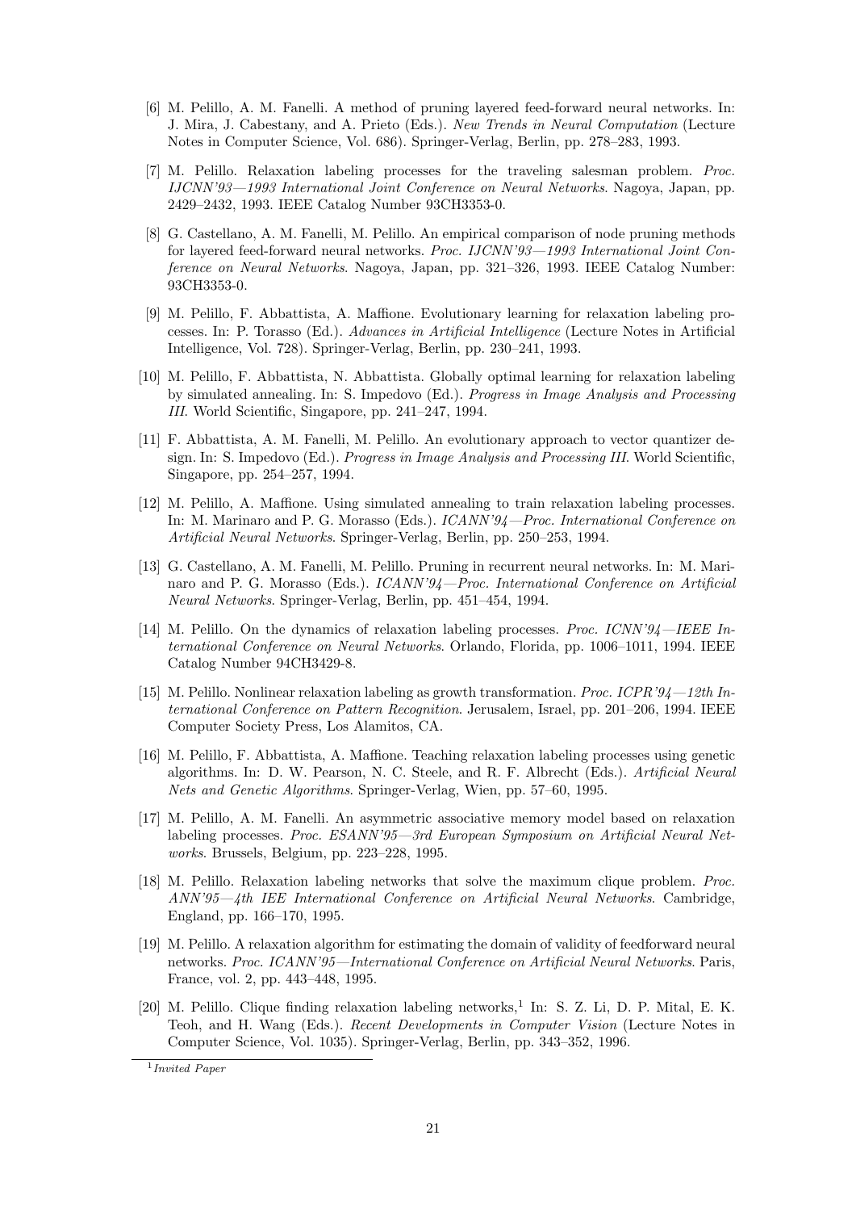[6] M. Pelillo, A. M. Fanelli. A method of pruning layered feed-forward neural networks. In: J. Mira, J. Cabestany, and A. Prieto (Eds.). *New Trends in Neural Computation* (Lecture Notes in Computer Science, Vol. 686). Springer-Verlag, Berlin, pp. 278–283, 1993.

[7] M. Pelillo. Relaxation labeling processes for the traveling salesman problem. *Proc. IJCNN'93—1993 International Joint Conference on Neural Networks*. Nagoya, Japan, pp. 2429–2432, 1993. IEEE Catalog Number 93CH3353-0.

[8] G. Castellano, A. M. Fanelli, M. Pelillo. An empirical comparison of node pruning methods for layered feed-forward neural networks. *Proc. IJCNN'93—1993 International Joint Conference on Neural Networks*. Nagoya, Japan, pp. 321–326, 1993. IEEE Catalog Number: 93CH3353-0.

[9] M. Pelillo, F. Abbattista, A. Maffione. Evolutionary learning for relaxation labeling processes. In: P. Torasso (Ed.). *Advances in Artificial Intelligence* (Lecture Notes in Artificial Intelligence, Vol. 728). Springer-Verlag, Berlin, pp. 230–241, 1993.

[10] M. Pelillo, F. Abbattista, N. Abbattista. Globally optimal learning for relaxation labeling by simulated annealing. In: S. Impedovo (Ed.). *Progress in Image Analysis and Processing III*. World Scientific, Singapore, pp. 241–247, 1994.

[11] F. Abbattista, A. M. Fanelli, M. Pelillo. An evolutionary approach to vector quantizer design. In: S. Impedovo (Ed.). *Progress in Image Analysis and Processing III*. World Scientific, Singapore, pp. 254–257, 1994.

[12] M. Pelillo, A. Maffione. Using simulated annealing to train relaxation labeling processes. In: M. Marinaro and P. G. Morasso (Eds.). *ICANN'94—Proc. International Conference on Artificial Neural Networks*. Springer-Verlag, Berlin, pp. 250–253, 1994.

[13] G. Castellano, A. M. Fanelli, M. Pelillo. Pruning in recurrent neural networks. In: M. Marinaro and P. G. Morasso (Eds.). *ICANN'94—Proc. International Conference on Artificial Neural Networks*. Springer-Verlag, Berlin, pp. 451–454, 1994.

[14] M. Pelillo. On the dynamics of relaxation labeling processes. *Proc. ICNN'94—IEEE International Conference on Neural Networks*. Orlando, Florida, pp. 1006–1011, 1994. IEEE Catalog Number 94CH3429-8.

[15] M. Pelillo. Nonlinear relaxation labeling as growth transformation. *Proc. ICPR'94—12th International Conference on Pattern Recognition*. Jerusalem, Israel, pp. 201–206, 1994. IEEE Computer Society Press, Los Alamitos, CA.

[16] M. Pelillo, F. Abbattista, A. Maffione. Teaching relaxation labeling processes using genetic algorithms. In: D. W. Pearson, N. C. Steele, and R. F. Albrecht (Eds.). *Artificial Neural Nets and Genetic Algorithms*. Springer-Verlag, Wien, pp. 57–60, 1995.

[17] M. Pelillo, A. M. Fanelli. An asymmetric associative memory model based on relaxation labeling processes. *Proc. ESANN'95—3rd European Symposium on Artificial Neural Networks*. Brussels, Belgium, pp. 223–228, 1995.

[18] M. Pelillo. Relaxation labeling networks that solve the maximum clique problem. *Proc. ANN'95—4th IEE International Conference on Artificial Neural Networks*. Cambridge, England, pp. 166–170, 1995.

[19] M. Pelillo. A relaxation algorithm for estimating the domain of validity of feedforward neural networks. *Proc. ICANN'95—International Conference on Artificial Neural Networks*. Paris, France, vol. 2, pp. 443–448, 1995.

[20] M. Pelillo. Clique finding relaxation labeling networks,[1] In: S. Z. Li, D. P. Mital, E. K. Teoh, and H. Wang (Eds.). *Recent Developments in Computer Vision* (Lecture Notes in Computer Science, Vol. 1035). Springer-Verlag, Berlin, pp. 343–352, 1996.

[1] *Invited Paper*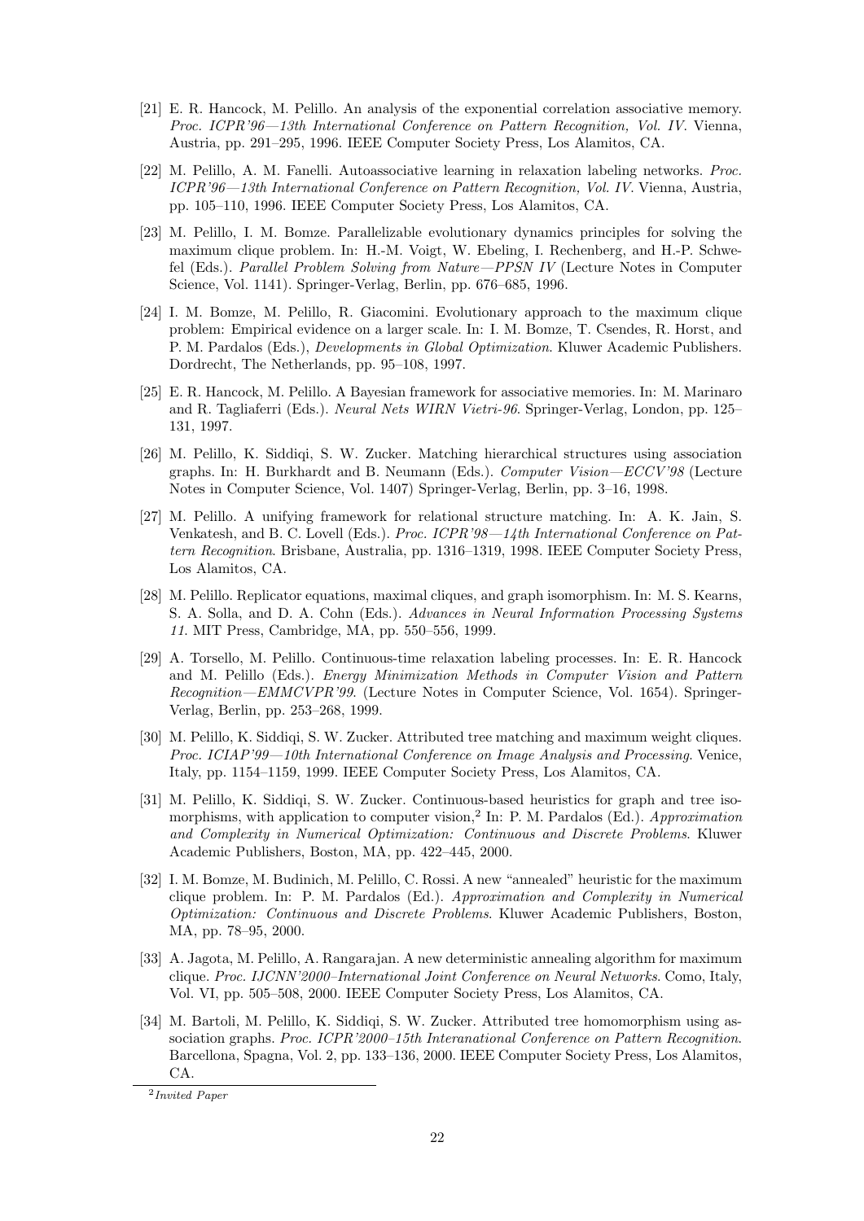[21] E. R. Hancock, M. Pelillo. An analysis of the exponential correlation associative memory. *Proc. ICPR'96—13th International Conference on Pattern Recognition, Vol. IV*. Vienna, Austria, pp. 291–295, 1996. IEEE Computer Society Press, Los Alamitos, CA.

[22] M. Pelillo, A. M. Fanelli. Autoassociative learning in relaxation labeling networks. *Proc. ICPR'96—13th International Conference on Pattern Recognition, Vol. IV*. Vienna, Austria, pp. 105–110, 1996. IEEE Computer Society Press, Los Alamitos, CA.

[23] M. Pelillo, I. M. Bomze. Parallelizable evolutionary dynamics principles for solving the maximum clique problem. In: H.-M. Voigt, W. Ebeling, I. Rechenberg, and H.-P. Schwefel (Eds.). *Parallel Problem Solving from Nature—PPSN IV* (Lecture Notes in Computer Science, Vol. 1141). Springer-Verlag, Berlin, pp. 676–685, 1996.

[24] I. M. Bomze, M. Pelillo, R. Giacomini. Evolutionary approach to the maximum clique problem: Empirical evidence on a larger scale. In: I. M. Bomze, T. Csendes, R. Horst, and P. M. Pardalos (Eds.), *Developments in Global Optimization*. Kluwer Academic Publishers. Dordrecht, The Netherlands, pp. 95–108, 1997.

[25] E. R. Hancock, M. Pelillo. A Bayesian framework for associative memories. In: M. Marinaro and R. Tagliaferri (Eds.). *Neural Nets WIRN Vietri-96*. Springer-Verlag, London, pp. 125–131, 1997.

[26] M. Pelillo, K. Siddiqi, S. W. Zucker. Matching hierarchical structures using association graphs. In: H. Burkhardt and B. Neumann (Eds.). *Computer Vision—ECCV'98* (Lecture Notes in Computer Science, Vol. 1407) Springer-Verlag, Berlin, pp. 3–16, 1998.

[27] M. Pelillo. A unifying framework for relational structure matching. In: A. K. Jain, S. Venkatesh, and B. C. Lovell (Eds.). *Proc. ICPR'98—14th International Conference on Pattern Recognition*. Brisbane, Australia, pp. 1316–1319, 1998. IEEE Computer Society Press, Los Alamitos, CA.

[28] M. Pelillo. Replicator equations, maximal cliques, and graph isomorphism. In: M. S. Kearns, S. A. Solla, and D. A. Cohn (Eds.). *Advances in Neural Information Processing Systems 11*. MIT Press, Cambridge, MA, pp. 550–556, 1999.

[29] A. Torsello, M. Pelillo. Continuous-time relaxation labeling processes. In: E. R. Hancock and M. Pelillo (Eds.). *Energy Minimization Methods in Computer Vision and Pattern Recognition—EMMCVPR'99*. (Lecture Notes in Computer Science, Vol. 1654). Springer-Verlag, Berlin, pp. 253–268, 1999.

[30] M. Pelillo, K. Siddiqi, S. W. Zucker. Attributed tree matching and maximum weight cliques. *Proc. ICIAP'99—10th International Conference on Image Analysis and Processing*. Venice, Italy, pp. 1154–1159, 1999. IEEE Computer Society Press, Los Alamitos, CA.

[31] M. Pelillo, K. Siddiqi, S. W. Zucker. Continuous-based heuristics for graph and tree isomorphisms, with application to computer vision,[2] In: P. M. Pardalos (Ed.). *Approximation and Complexity in Numerical Optimization: Continuous and Discrete Problems*. Kluwer Academic Publishers, Boston, MA, pp. 422–445, 2000.

[32] I. M. Bomze, M. Budinich, M. Pelillo, C. Rossi. A new "annealed" heuristic for the maximum clique problem. In: P. M. Pardalos (Ed.). *Approximation and Complexity in Numerical Optimization: Continuous and Discrete Problems*. Kluwer Academic Publishers, Boston, MA, pp. 78–95, 2000.

[33] A. Jagota, M. Pelillo, A. Rangarajan. A new deterministic annealing algorithm for maximum clique. *Proc. IJCNN'2000–International Joint Conference on Neural Networks*. Como, Italy, Vol. VI, pp. 505–508, 2000. IEEE Computer Society Press, Los Alamitos, CA.

[34] M. Bartoli, M. Pelillo, K. Siddiqi, S. W. Zucker. Attributed tree homomorphism using association graphs. *Proc. ICPR'2000–15th Interanational Conference on Pattern Recognition*. Barcellona, Spagna, Vol. 2, pp. 133–136, 2000. IEEE Computer Society Press, Los Alamitos, CA.

[2] *Invited Paper*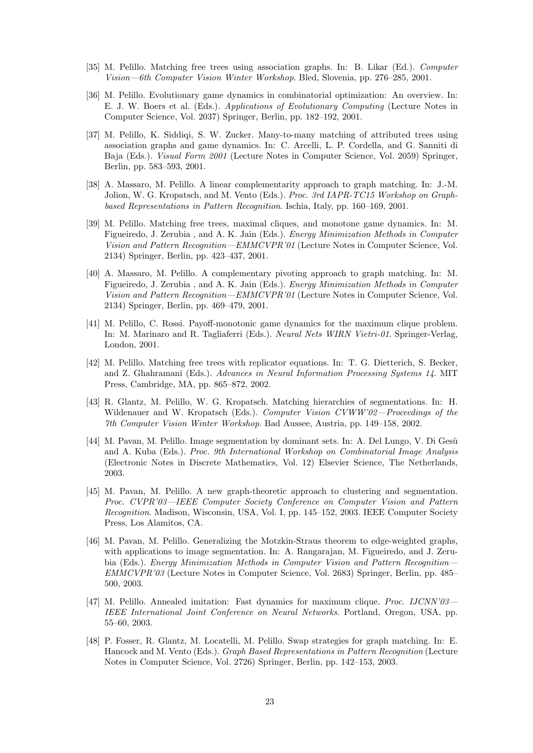[35] M. Pelillo. Matching free trees using association graphs. In: B. Likar (Ed.). *Computer Vision—6th Computer Vision Winter Workshop*. Bled, Slovenia, pp. 276–285, 2001.

[36] M. Pelillo. Evolutionary game dynamics in combinatorial optimization: An overview. In: E. J. W. Boers et al. (Eds.). *Applications of Evolutionary Computing* (Lecture Notes in Computer Science, Vol. 2037) Springer, Berlin, pp. 182–192, 2001.

[37] M. Pelillo, K. Siddiqi, S. W. Zucker. Many-to-many matching of attributed trees using association graphs and game dynamics. In: C. Arcelli, L. P. Cordella, and G. Sanniti di Baja (Eds.). *Visual Form 2001* (Lecture Notes in Computer Science, Vol. 2059) Springer, Berlin, pp. 583–593, 2001.

[38] A. Massaro, M. Pelillo. A linear complementarity approach to graph matching. In: J.-M. Jolion, W. G. Kropatsch, and M. Vento (Eds.). *Proc. 3rd IAPR-TC15 Workshop on Graph-based Representations in Pattern Recognition*. Ischia, Italy, pp. 160–169, 2001.

[39] M. Pelillo. Matching free trees, maximal cliques, and monotone game dynamics. In: M. Figueiredo, J. Zerubia , and A. K. Jain (Eds.). *Energy Minimization Methods in Computer Vision and Pattern Recognition—EMMCVPR'01* (Lecture Notes in Computer Science, Vol. 2134) Springer, Berlin, pp. 423–437, 2001.

[40] A. Massaro, M. Pelillo. A complementary pivoting approach to graph matching. In: M. Figueiredo, J. Zerubia , and A. K. Jain (Eds.). *Energy Minimization Methods in Computer Vision and Pattern Recognition—EMMCVPR'01* (Lecture Notes in Computer Science, Vol. 2134) Springer, Berlin, pp. 469–479, 2001.

[41] M. Pelillo, C. Rossi. Payoff-monotonic game dynamics for the maximum clique problem. In: M. Marinaro and R. Tagliaferri (Eds.). *Neural Nets WIRN Vietri-01*. Springer-Verlag, London, 2001.

[42] M. Pelillo. Matching free trees with replicator equations. In: T. G. Dietterich, S. Becker, and Z. Ghahramani (Eds.). *Advances in Neural Information Processing Systems 14*. MIT Press, Cambridge, MA, pp. 865–872, 2002.

[43] R. Glantz, M. Pelillo, W. G. Kropatsch. Matching hierarchies of segmentations. In: H. Wildenauer and W. Kropatsch (Eds.). *Computer Vision CVWW'02—Proceedings of the 7th Computer Vision Winter Workshop*. Bad Aussee, Austria, pp. 149–158, 2002.

[44] M. Pavan, M. Pelillo. Image segmentation by dominant sets. In: A. Del Lungo, V. Di Gesù and A. Kuba (Eds.). *Proc. 9th International Workshop on Combinatorial Image Analysis* (Electronic Notes in Discrete Mathematics, Vol. 12) Elsevier Science, The Netherlands, 2003.

[45] M. Pavan, M. Pelillo. A new graph-theoretic approach to clustering and segmentation. *Proc. CVPR'03—IEEE Computer Society Conference on Computer Vision and Pattern Recognition*. Madison, Wisconsin, USA, Vol. I, pp. 145–152, 2003. IEEE Computer Society Press, Los Alamitos, CA.

[46] M. Pavan, M. Pelillo. Generalizing the Motzkin-Straus theorem to edge-weighted graphs, with applications to image segmentation. In: A. Rangarajan, M. Figueiredo, and J. Zerubia (Eds.). *Energy Minimization Methods in Computer Vision and Pattern Recognition—EMMCVPR'03* (Lecture Notes in Computer Science, Vol. 2683) Springer, Berlin, pp. 485–500, 2003.

[47] M. Pelillo. Annealed imitation: Fast dynamics for maximum clique. *Proc. IJCNN'03—IEEE International Joint Conference on Neural Networks*. Portland, Oregon, USA, pp. 55–60, 2003.

[48] P. Fosser, R. Glantz, M. Locatelli, M. Pelillo. Swap strategies for graph matching. In: E. Hancock and M. Vento (Eds.). *Graph Based Representations in Pattern Recognition* (Lecture Notes in Computer Science, Vol. 2726) Springer, Berlin, pp. 142–153, 2003.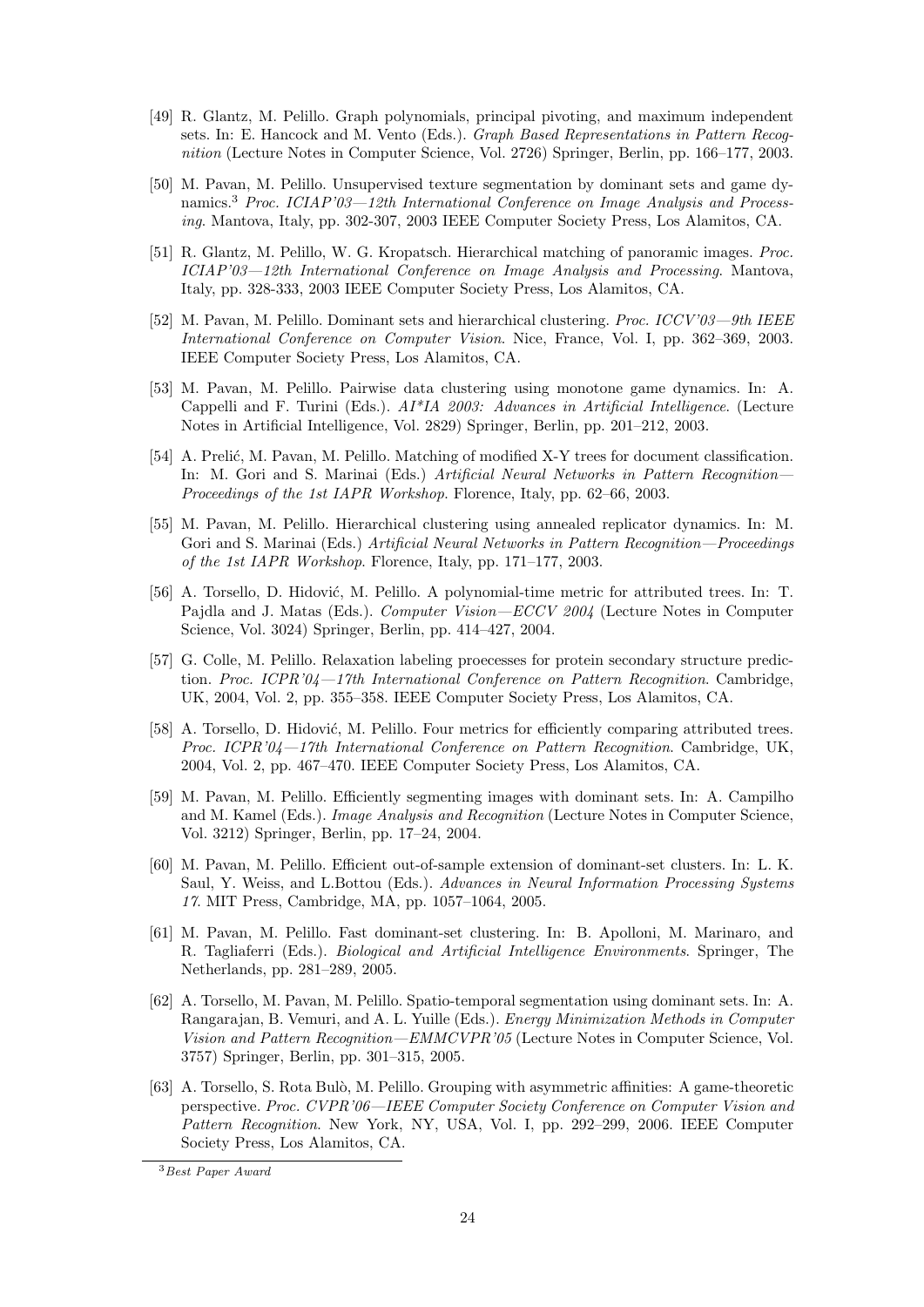[49] R. Glantz, M. Pelillo. Graph polynomials, principal pivoting, and maximum independent sets. In: E. Hancock and M. Vento (Eds.). *Graph Based Representations in Pattern Recognition* (Lecture Notes in Computer Science, Vol. 2726) Springer, Berlin, pp. 166–177, 2003.

[50] M. Pavan, M. Pelillo. Unsupervised texture segmentation by dominant sets and game dynamics.[3] *Proc. ICIAP'03—12th International Conference on Image Analysis and Processing*. Mantova, Italy, pp. 302-307, 2003 IEEE Computer Society Press, Los Alamitos, CA.

[51] R. Glantz, M. Pelillo, W. G. Kropatsch. Hierarchical matching of panoramic images. *Proc. ICIAP'03—12th International Conference on Image Analysis and Processing*. Mantova, Italy, pp. 328-333, 2003 IEEE Computer Society Press, Los Alamitos, CA.

[52] M. Pavan, M. Pelillo. Dominant sets and hierarchical clustering. *Proc. ICCV'03—9th IEEE International Conference on Computer Vision*. Nice, France, Vol. I, pp. 362–369, 2003. IEEE Computer Society Press, Los Alamitos, CA.

[53] M. Pavan, M. Pelillo. Pairwise data clustering using monotone game dynamics. In: A. Cappelli and F. Turini (Eds.). *AI\*IA 2003: Advances in Artificial Intelligence*. (Lecture Notes in Artificial Intelligence, Vol. 2829) Springer, Berlin, pp. 201–212, 2003.

[54] A. Prelić, M. Pavan, M. Pelillo. Matching of modified X-Y trees for document classification. In: M. Gori and S. Marinai (Eds.) *Artificial Neural Networks in Pattern Recognition—Proceedings of the 1st IAPR Workshop*. Florence, Italy, pp. 62–66, 2003.

[55] M. Pavan, M. Pelillo. Hierarchical clustering using annealed replicator dynamics. In: M. Gori and S. Marinai (Eds.) *Artificial Neural Networks in Pattern Recognition—Proceedings of the 1st IAPR Workshop*. Florence, Italy, pp. 171–177, 2003.

[56] A. Torsello, D. Hidović, M. Pelillo. A polynomial-time metric for attributed trees. In: T. Pajdla and J. Matas (Eds.). *Computer Vision—ECCV 2004* (Lecture Notes in Computer Science, Vol. 3024) Springer, Berlin, pp. 414–427, 2004.

[57] G. Colle, M. Pelillo. Relaxation labeling proecesses for protein secondary structure prediction. *Proc. ICPR'04—17th International Conference on Pattern Recognition*. Cambridge, UK, 2004, Vol. 2, pp. 355–358. IEEE Computer Society Press, Los Alamitos, CA.

[58] A. Torsello, D. Hidović, M. Pelillo. Four metrics for efficiently comparing attributed trees. *Proc. ICPR'04—17th International Conference on Pattern Recognition*. Cambridge, UK, 2004, Vol. 2, pp. 467–470. IEEE Computer Society Press, Los Alamitos, CA.

[59] M. Pavan, M. Pelillo. Efficiently segmenting images with dominant sets. In: A. Campilho and M. Kamel (Eds.). *Image Analysis and Recognition* (Lecture Notes in Computer Science, Vol. 3212) Springer, Berlin, pp. 17–24, 2004.

[60] M. Pavan, M. Pelillo. Efficient out-of-sample extension of dominant-set clusters. In: L. K. Saul, Y. Weiss, and L.Bottou (Eds.). *Advances in Neural Information Processing Systems 17*. MIT Press, Cambridge, MA, pp. 1057–1064, 2005.

[61] M. Pavan, M. Pelillo. Fast dominant-set clustering. In: B. Apolloni, M. Marinaro, and R. Tagliaferri (Eds.). *Biological and Artificial Intelligence Environments*. Springer, The Netherlands, pp. 281–289, 2005.

[62] A. Torsello, M. Pavan, M. Pelillo. Spatio-temporal segmentation using dominant sets. In: A. Rangarajan, B. Vemuri, and A. L. Yuille (Eds.). *Energy Minimization Methods in Computer Vision and Pattern Recognition—EMMCVPR'05* (Lecture Notes in Computer Science, Vol. 3757) Springer, Berlin, pp. 301–315, 2005.

[63] A. Torsello, S. Rota Bulò, M. Pelillo. Grouping with asymmetric affinities: A game-theoretic perspective. *Proc. CVPR'06—IEEE Computer Society Conference on Computer Vision and Pattern Recognition*. New York, NY, USA, Vol. I, pp. 292–299, 2006. IEEE Computer Society Press, Los Alamitos, CA.

---

[3] *Best Paper Award*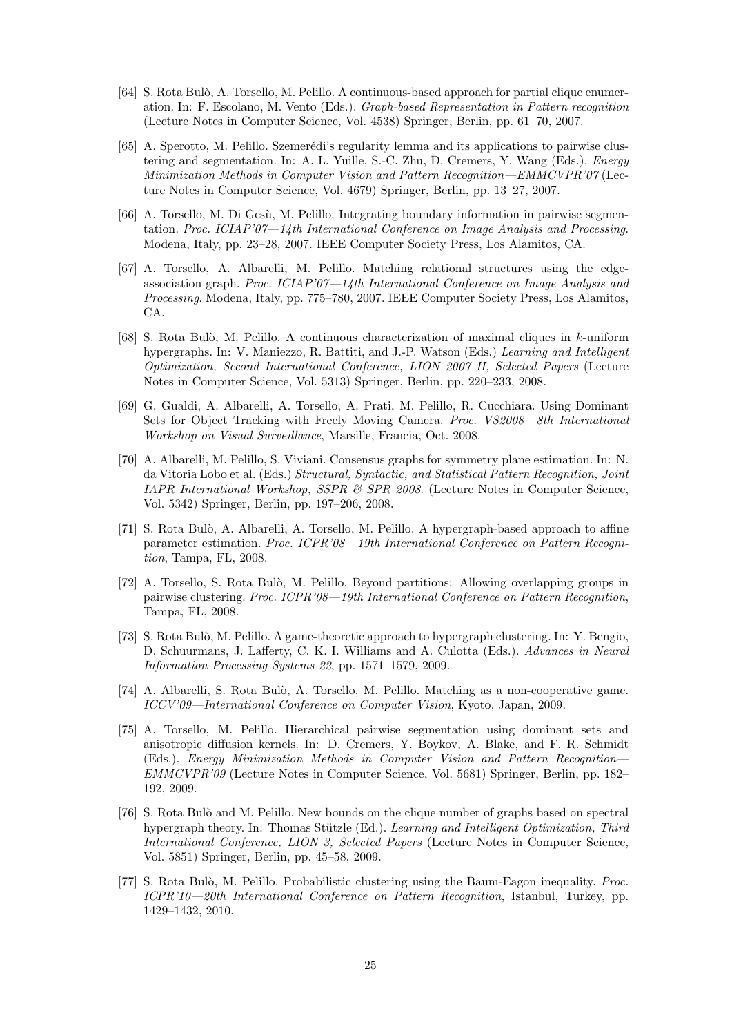[64] S. Rota Bulò, A. Torsello, M. Pelillo. A continuous-based approach for partial clique enumeration. In: F. Escolano, M. Vento (Eds.). *Graph-based Representation in Pattern recognition* (Lecture Notes in Computer Science, Vol. 4538) Springer, Berlin, pp. 61–70, 2007.

[65] A. Sperotto, M. Pelillo. Szemerédi's regularity lemma and its applications to pairwise clustering and segmentation. In: A. L. Yuille, S.-C. Zhu, D. Cremers, Y. Wang (Eds.). *Energy Minimization Methods in Computer Vision and Pattern Recognition—EMMCVPR'07* (Lecture Notes in Computer Science, Vol. 4679) Springer, Berlin, pp. 13–27, 2007.

[66] A. Torsello, M. Di Gesù, M. Pelillo. Integrating boundary information in pairwise segmentation. *Proc. ICIAP'07—14th International Conference on Image Analysis and Processing*. Modena, Italy, pp. 23–28, 2007. IEEE Computer Society Press, Los Alamitos, CA.

[67] A. Torsello, A. Albarelli, M. Pelillo. Matching relational structures using the edge-association graph. *Proc. ICIAP'07—14th International Conference on Image Analysis and Processing*. Modena, Italy, pp. 775–780, 2007. IEEE Computer Society Press, Los Alamitos, CA.

[68] S. Rota Bulò, M. Pelillo. A continuous characterization of maximal cliques in $k$-uniform hypergraphs. In: V. Maniezzo, R. Battiti, and J.-P. Watson (Eds.) *Learning and Intelligent Optimization, Second International Conference, LION 2007 II, Selected Papers* (Lecture Notes in Computer Science, Vol. 5313) Springer, Berlin, pp. 220–233, 2008.

[69] G. Gualdi, A. Albarelli, A. Torsello, A. Prati, M. Pelillo, R. Cucchiara. Using Dominant Sets for Object Tracking with Freely Moving Camera. *Proc. VS2008—8th International Workshop on Visual Surveillance*, Marsille, Francia, Oct. 2008.

[70] A. Albarelli, M. Pelillo, S. Viviani. Consensus graphs for symmetry plane estimation. In: N. da Vitoria Lobo et al. (Eds.) *Structural, Syntactic, and Statistical Pattern Recognition, Joint IAPR International Workshop, SSPR & SPR 2008.* (Lecture Notes in Computer Science, Vol. 5342) Springer, Berlin, pp. 197–206, 2008.

[71] S. Rota Bulò, A. Albarelli, A. Torsello, M. Pelillo. A hypergraph-based approach to affine parameter estimation. *Proc. ICPR'08—19th International Conference on Pattern Recognition*, Tampa, FL, 2008.

[72] A. Torsello, S. Rota Bulò, M. Pelillo. Beyond partitions: Allowing overlapping groups in pairwise clustering. *Proc. ICPR'08—19th International Conference on Pattern Recognition*, Tampa, FL, 2008.

[73] S. Rota Bulò, M. Pelillo. A game-theoretic approach to hypergraph clustering. In: Y. Bengio, D. Schuurmans, J. Lafferty, C. K. I. Williams and A. Culotta (Eds.). *Advances in Neural Information Processing Systems 22*, pp. 1571–1579, 2009.

[74] A. Albarelli, S. Rota Bulò, A. Torsello, M. Pelillo. Matching as a non-cooperative game. *ICCV'09—International Conference on Computer Vision*, Kyoto, Japan, 2009.

[75] A. Torsello, M. Pelillo. Hierarchical pairwise segmentation using dominant sets and anisotropic diffusion kernels. In: D. Cremers, Y. Boykov, A. Blake, and F. R. Schmidt (Eds.). *Energy Minimization Methods in Computer Vision and Pattern Recognition—EMMCVPR'09* (Lecture Notes in Computer Science, Vol. 5681) Springer, Berlin, pp. 182–192, 2009.

[76] S. Rota Bulò and M. Pelillo. New bounds on the clique number of graphs based on spectral hypergraph theory. In: Thomas Stützle (Ed.). *Learning and Intelligent Optimization, Third International Conference, LION 3, Selected Papers* (Lecture Notes in Computer Science, Vol. 5851) Springer, Berlin, pp. 45–58, 2009.

[77] S. Rota Bulò, M. Pelillo. Probabilistic clustering using the Baum-Eagon inequality. *Proc. ICPR'10—20th International Conference on Pattern Recognition*, Istanbul, Turkey, pp. 1429–1432, 2010.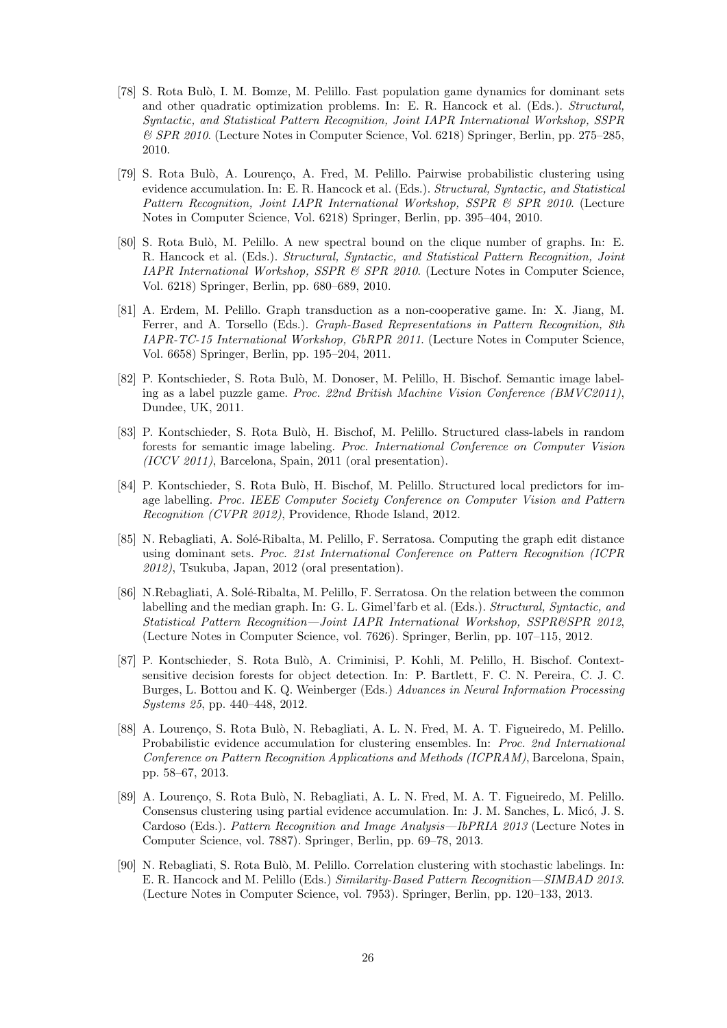[78] S. Rota Bulò, I. M. Bomze, M. Pelillo. Fast population game dynamics for dominant sets and other quadratic optimization problems. In: E. R. Hancock et al. (Eds.). *Structural, Syntactic, and Statistical Pattern Recognition, Joint IAPR International Workshop, SSPR & SPR 2010.* (Lecture Notes in Computer Science, Vol. 6218) Springer, Berlin, pp. 275–285, 2010.

[79] S. Rota Bulò, A. Lourenço, A. Fred, M. Pelillo. Pairwise probabilistic clustering using evidence accumulation. In: E. R. Hancock et al. (Eds.). *Structural, Syntactic, and Statistical Pattern Recognition, Joint IAPR International Workshop, SSPR & SPR 2010.* (Lecture Notes in Computer Science, Vol. 6218) Springer, Berlin, pp. 395–404, 2010.

[80] S. Rota Bulò, M. Pelillo. A new spectral bound on the clique number of graphs. In: E. R. Hancock et al. (Eds.). *Structural, Syntactic, and Statistical Pattern Recognition, Joint IAPR International Workshop, SSPR & SPR 2010.* (Lecture Notes in Computer Science, Vol. 6218) Springer, Berlin, pp. 680–689, 2010.

[81] A. Erdem, M. Pelillo. Graph transduction as a non-cooperative game. In: X. Jiang, M. Ferrer, and A. Torsello (Eds.). *Graph-Based Representations in Pattern Recognition, 8th IAPR-TC-15 International Workshop, GbRPR 2011.* (Lecture Notes in Computer Science, Vol. 6658) Springer, Berlin, pp. 195–204, 2011.

[82] P. Kontschieder, S. Rota Bulò, M. Donoser, M. Pelillo, H. Bischof. Semantic image labeling as a label puzzle game. *Proc. 22nd British Machine Vision Conference (BMVC2011)*, Dundee, UK, 2011.

[83] P. Kontschieder, S. Rota Bulò, H. Bischof, M. Pelillo. Structured class-labels in random forests for semantic image labeling. *Proc. International Conference on Computer Vision (ICCV 2011)*, Barcelona, Spain, 2011 (oral presentation).

[84] P. Kontschieder, S. Rota Bulò, H. Bischof, M. Pelillo. Structured local predictors for image labelling. *Proc. IEEE Computer Society Conference on Computer Vision and Pattern Recognition (CVPR 2012)*, Providence, Rhode Island, 2012.

[85] N. Rebagliati, A. Solé-Ribalta, M. Pelillo, F. Serratosa. Computing the graph edit distance using dominant sets. *Proc. 21st International Conference on Pattern Recognition (ICPR 2012)*, Tsukuba, Japan, 2012 (oral presentation).

[86] N.Rebagliati, A. Solé-Ribalta, M. Pelillo, F. Serratosa. On the relation between the common labelling and the median graph. In: G. L. Gimel'farb et al. (Eds.). *Structural, Syntactic, and Statistical Pattern Recognition—Joint IAPR International Workshop, SSPR&SPR 2012*, (Lecture Notes in Computer Science, vol. 7626). Springer, Berlin, pp. 107–115, 2012.

[87] P. Kontschieder, S. Rota Bulò, A. Criminisi, P. Kohli, M. Pelillo, H. Bischof. Context-sensitive decision forests for object detection. In: P. Bartlett, F. C. N. Pereira, C. J. C. Burges, L. Bottou and K. Q. Weinberger (Eds.) *Advances in Neural Information Processing Systems 25*, pp. 440–448, 2012.

[88] A. Lourenço, S. Rota Bulò, N. Rebagliati, A. L. N. Fred, M. A. T. Figueiredo, M. Pelillo. Probabilistic evidence accumulation for clustering ensembles. In: *Proc. 2nd International Conference on Pattern Recognition Applications and Methods (ICPRAM)*, Barcelona, Spain, pp. 58–67, 2013.

[89] A. Lourenço, S. Rota Bulò, N. Rebagliati, A. L. N. Fred, M. A. T. Figueiredo, M. Pelillo. Consensus clustering using partial evidence accumulation. In: J. M. Sanches, L. Micó, J. S. Cardoso (Eds.). *Pattern Recognition and Image Analysis—IbPRIA 2013* (Lecture Notes in Computer Science, vol. 7887). Springer, Berlin, pp. 69–78, 2013.

[90] N. Rebagliati, S. Rota Bulò, M. Pelillo. Correlation clustering with stochastic labelings. In: E. R. Hancock and M. Pelillo (Eds.) *Similarity-Based Pattern Recognition—SIMBAD 2013.* (Lecture Notes in Computer Science, vol. 7953). Springer, Berlin, pp. 120–133, 2013.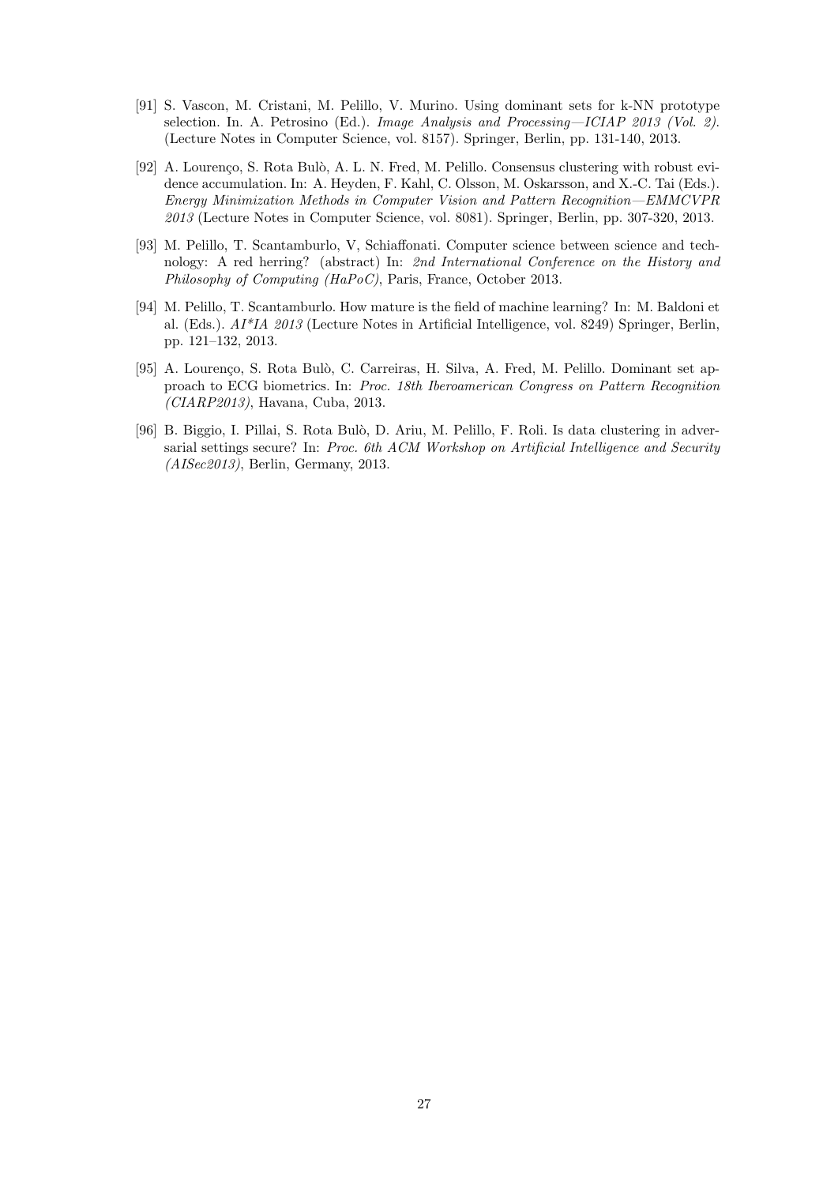[91] S. Vascon, M. Cristani, M. Pelillo, V. Murino. Using dominant sets for k-NN prototype selection. In. A. Petrosino (Ed.). *Image Analysis and Processing—ICIAP 2013 (Vol. 2).* (Lecture Notes in Computer Science, vol. 8157). Springer, Berlin, pp. 131-140, 2013.

[92] A. Lourenço, S. Rota Bulò, A. L. N. Fred, M. Pelillo. Consensus clustering with robust evidence accumulation. In: A. Heyden, F. Kahl, C. Olsson, M. Oskarsson, and X.-C. Tai (Eds.). *Energy Minimization Methods in Computer Vision and Pattern Recognition—EMMCVPR 2013* (Lecture Notes in Computer Science, vol. 8081). Springer, Berlin, pp. 307-320, 2013.

[93] M. Pelillo, T. Scantamburlo, V, Schiaffonati. Computer science between science and technology: A red herring? (abstract) In: *2nd International Conference on the History and Philosophy of Computing (HaPoC)*, Paris, France, October 2013.

[94] M. Pelillo, T. Scantamburlo. How mature is the field of machine learning? In: M. Baldoni et al. (Eds.). *AI*IA 2013* (Lecture Notes in Artificial Intelligence, vol. 8249) Springer, Berlin, pp. 121–132, 2013.

[95] A. Lourenço, S. Rota Bulò, C. Carreiras, H. Silva, A. Fred, M. Pelillo. Dominant set approach to ECG biometrics. In: *Proc. 18th Iberoamerican Congress on Pattern Recognition (CIARP2013)*, Havana, Cuba, 2013.

[96] B. Biggio, I. Pillai, S. Rota Bulò, D. Ariu, M. Pelillo, F. Roli. Is data clustering in adversarial settings secure? In: *Proc. 6th ACM Workshop on Artificial Intelligence and Security (AISec2013)*, Berlin, Germany, 2013.